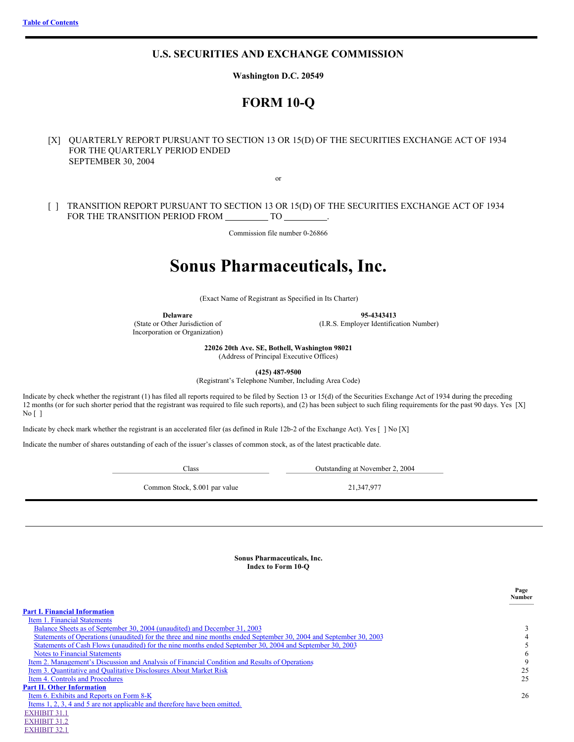[Table of Contents]

# U.S. SECURITIES AND EXCHANGE COMMISSION

**Washington D.C. 20549**

# FORM 10-Q

[X] QUARTERLY REPORT PURSUANT TO SECTION 13 OR 15(D) OF THE SECURITIES EXCHANGE ACT OF 1934 FOR THE QUARTERLY PERIOD ENDED SEPTEMBER 30, 2004

or

[ ] TRANSITION REPORT PURSUANT TO SECTION 13 OR 15(D) OF THE SECURITIES EXCHANGE ACT OF 1934 FOR THE TRANSITION PERIOD FROM __________ TO __________.

Commission file number 0-26866

# Sonus Pharmaceuticals, Inc.

(Exact Name of Registrant as Specified in Its Charter)

| **Delaware** | **95-4343413** |
|---|---|
| (State or Other Jurisdiction of Incorporation or Organization) | (I.R.S. Employer Identification Number) |

**22026 20th Ave. SE, Bothell, Washington 98021**
(Address of Principal Executive Offices)

**(425) 487-9500**
(Registrant's Telephone Number, Including Area Code)

Indicate by check whether the registrant (1) has filed all reports required to be filed by Section 13 or 15(d) of the Securities Exchange Act of 1934 during the preceding 12 months (or for such shorter period that the registrant was required to file such reports), and (2) has been subject to such filing requirements for the past 90 days. Yes [X] No [ ]

Indicate by check mark whether the registrant is an accelerated filer (as defined in Rule 12b-2 of the Exchange Act). Yes [ ] No [X]

Indicate the number of shares outstanding of each of the issuer's classes of common stock, as of the latest practicable date.

| Class | Outstanding at November 2, 2004 |
|---|---|
| Common Stock, $.001 par value | 21,347,977 |

---

**Sonus Pharmaceuticals, Inc.**
**Index to Form 10-Q**

| | Page Number |
|---|---|
| **Part I. Financial Information** | |
| Item 1. Financial Statements | |
| Balance Sheets as of September 30, 2004 (unaudited) and December 31, 2003 | 3 |
| Statements of Operations (unaudited) for the three and nine months ended September 30, 2004 and September 30, 2003 | 4 |
| Statements of Cash Flows (unaudited) for the nine months ended September 30, 2004 and September 30, 2003 | 5 |
| Notes to Financial Statements | 6 |
| Item 2. Management's Discussion and Analysis of Financial Condition and Results of Operations | 9 |
| Item 3. Quantitative and Qualitative Disclosures About Market Risk | 25 |
| Item 4. Controls and Procedures | 25 |
| **Part II. Other Information** | |
| Item 6. Exhibits and Reports on Form 8-K | 26 |
| Items 1, 2, 3, 4 and 5 are not applicable and therefore have been omitted. | |
| EXHIBIT 31.1 | |
| EXHIBIT 31.2 | |
| EXHIBIT 32.1 | |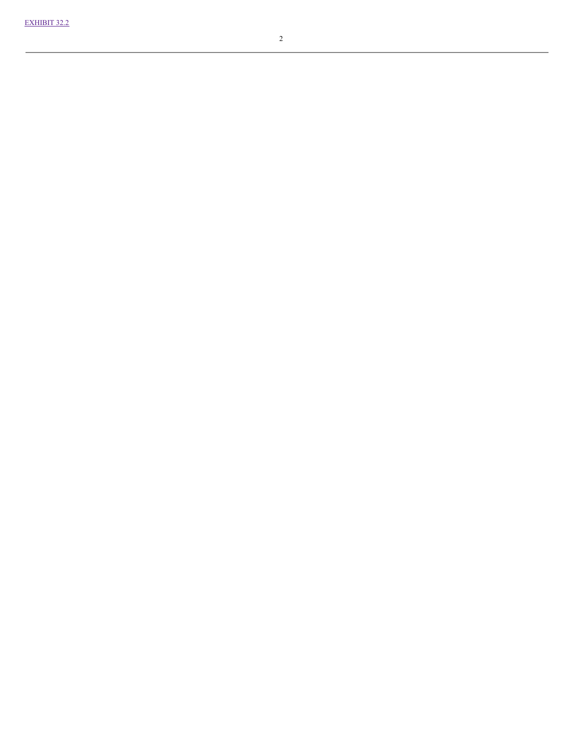EXHIBIT 32.2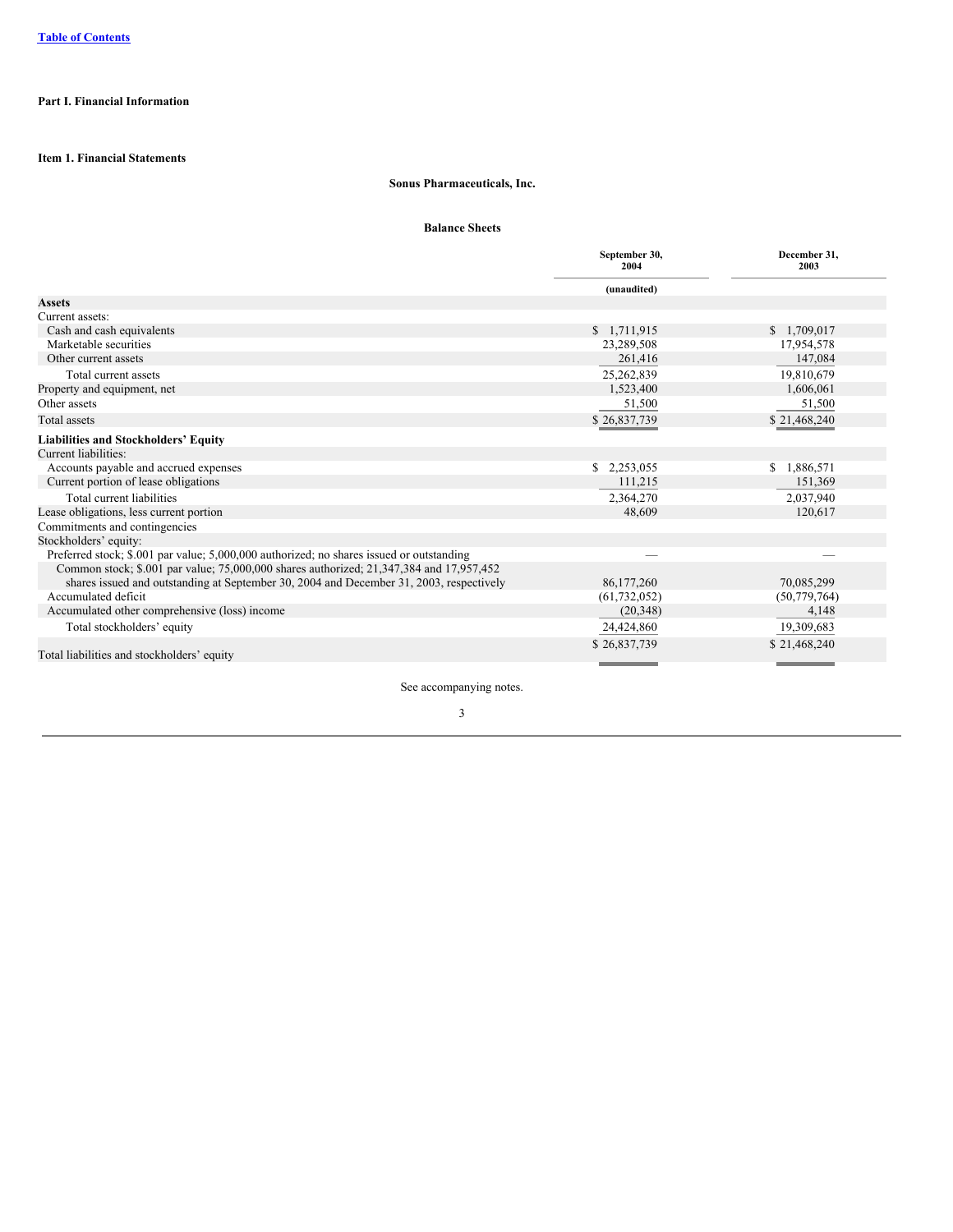[Table of Contents](#)

**Part I. Financial Information**

**Item 1. Financial Statements**

**Sonus Pharmaceuticals, Inc.**

**Balance Sheets**

| | September 30, 2004 | December 31, 2003 |
|---|---|---|
| | (unaudited) | |
| **Assets** | | |
| Current assets: | | |
| Cash and cash equivalents | $ 1,711,915 | $ 1,709,017 |
| Marketable securities | 23,289,508 | 17,954,578 |
| Other current assets | 261,416 | 147,084 |
| Total current assets | 25,262,839 | 19,810,679 |
| Property and equipment, net | 1,523,400 | 1,606,061 |
| Other assets | 51,500 | 51,500 |
| Total assets | $ 26,837,739 | $ 21,468,240 |
| **Liabilities and Stockholders' Equity** | | |
| Current liabilities: | | |
| Accounts payable and accrued expenses | $ 2,253,055 | $ 1,886,571 |
| Current portion of lease obligations | 111,215 | 151,369 |
| Total current liabilities | 2,364,270 | 2,037,940 |
| Lease obligations, less current portion | 48,609 | 120,617 |
| Commitments and contingencies | | |
| Stockholders' equity: | | |
| Preferred stock; $.001 par value; 5,000,000 authorized; no shares issued or outstanding | — | — |
| Common stock; $.001 par value; 75,000,000 shares authorized; 21,347,384 and 17,957,452 shares issued and outstanding at September 30, 2004 and December 31, 2003, respectively | 86,177,260 | 70,085,299 |
| Accumulated deficit | (61,732,052) | (50,779,764) |
| Accumulated other comprehensive (loss) income | (20,348) | 4,148 |
| Total stockholders' equity | 24,424,860 | 19,309,683 |
| Total liabilities and stockholders' equity | $ 26,837,739 | $ 21,468,240 |

See accompanying notes.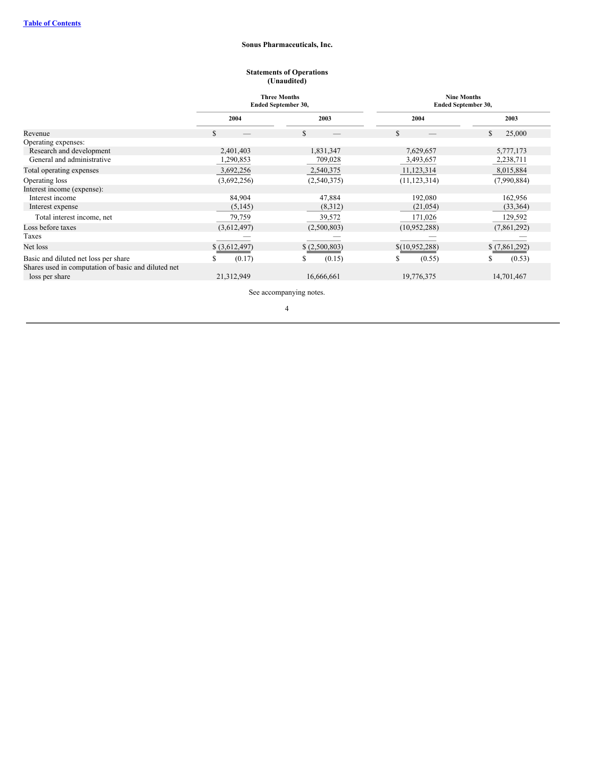[Table of Contents](#)

**Sonus Pharmaceuticals, Inc.**

**Statements of Operations**
**(Unaudited)**

| | Three Months Ended September 30, | | Nine Months Ended September 30, | |
|---|---|---|---|---|
| | 2004 | 2003 | 2004 | 2003 |
| Revenue | $ — | $ — | $ — | $ 25,000 |
| Operating expenses: | | | | |
| Research and development | 2,401,403 | 1,831,347 | 7,629,657 | 5,777,173 |
| General and administrative | 1,290,853 | 709,028 | 3,493,657 | 2,238,711 |
| Total operating expenses | 3,692,256 | 2,540,375 | 11,123,314 | 8,015,884 |
| Operating loss | (3,692,256) | (2,540,375) | (11,123,314) | (7,990,884) |
| Interest income (expense): | | | | |
| Interest income | 84,904 | 47,884 | 192,080 | 162,956 |
| Interest expense | (5,145) | (8,312) | (21,054) | (33,364) |
| Total interest income, net | 79,759 | 39,572 | 171,026 | 129,592 |
| Loss before taxes | (3,612,497) | (2,500,803) | (10,952,288) | (7,861,292) |
| Taxes | — | — | — | — |
| Net loss | $ (3,612,497) | $ (2,500,803) | $(10,952,288) | $ (7,861,292) |
| Basic and diluted net loss per share | $ (0.17) | $ (0.15) | $ (0.55) | $ (0.53) |
| Shares used in computation of basic and diluted net loss per share | 21,312,949 | 16,666,661 | 19,776,375 | 14,701,467 |

See accompanying notes.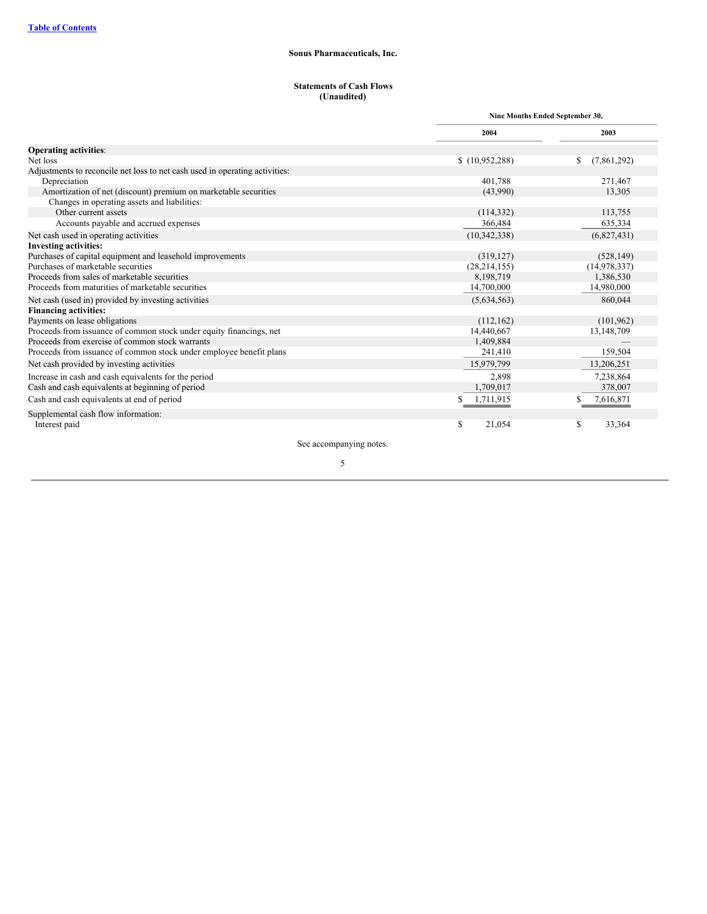[Table of Contents](#)

**Sonus Pharmaceuticals, Inc.**

**Statements of Cash Flows**
**(Unaudited)**

| | Nine Months Ended September 30, | |
|---|---|---|
| | **2004** | **2003** |
| **Operating activities**: | | |
| Net loss | $ (10,952,288) | $ (7,861,292) |
| Adjustments to reconcile net loss to net cash used in operating activities: | | |
| Depreciation | 401,788 | 271,467 |
| Amortization of net (discount) premium on marketable securities | (43,990) | 13,305 |
| Changes in operating assets and liabilities: | | |
| Other current assets | (114,332) | 113,755 |
| Accounts payable and accrued expenses | 366,484 | 635,334 |
| Net cash used in operating activities | (10,342,338) | (6,827,431) |
| **Investing activities:** | | |
| Purchases of capital equipment and leasehold improvements | (319,127) | (528,149) |
| Purchases of marketable securities | (28,214,155) | (14,978,337) |
| Proceeds from sales of marketable securities | 8,198,719 | 1,386,530 |
| Proceeds from maturities of marketable securities | 14,700,000 | 14,980,000 |
| Net cash (used in) provided by investing activities | (5,634,563) | 860,044 |
| **Financing activities:** | | |
| Payments on lease obligations | (112,162) | (101,962) |
| Proceeds from issuance of common stock under equity financings, net | 14,440,667 | 13,148,709 |
| Proceeds from exercise of common stock warrants | 1,409,884 | — |
| Proceeds from issuance of common stock under employee benefit plans | 241,410 | 159,504 |
| Net cash provided by investing activities | 15,979,799 | 13,206,251 |
| Increase in cash and cash equivalents for the period | 2,898 | 7,238,864 |
| Cash and cash equivalents at beginning of period | 1,709,017 | 378,007 |
| Cash and cash equivalents at end of period | $ 1,711,915 | $ 7,616,871 |
| Supplemental cash flow information: | | |
| Interest paid | $ 21,054 | $ 33,364 |

See accompanying notes.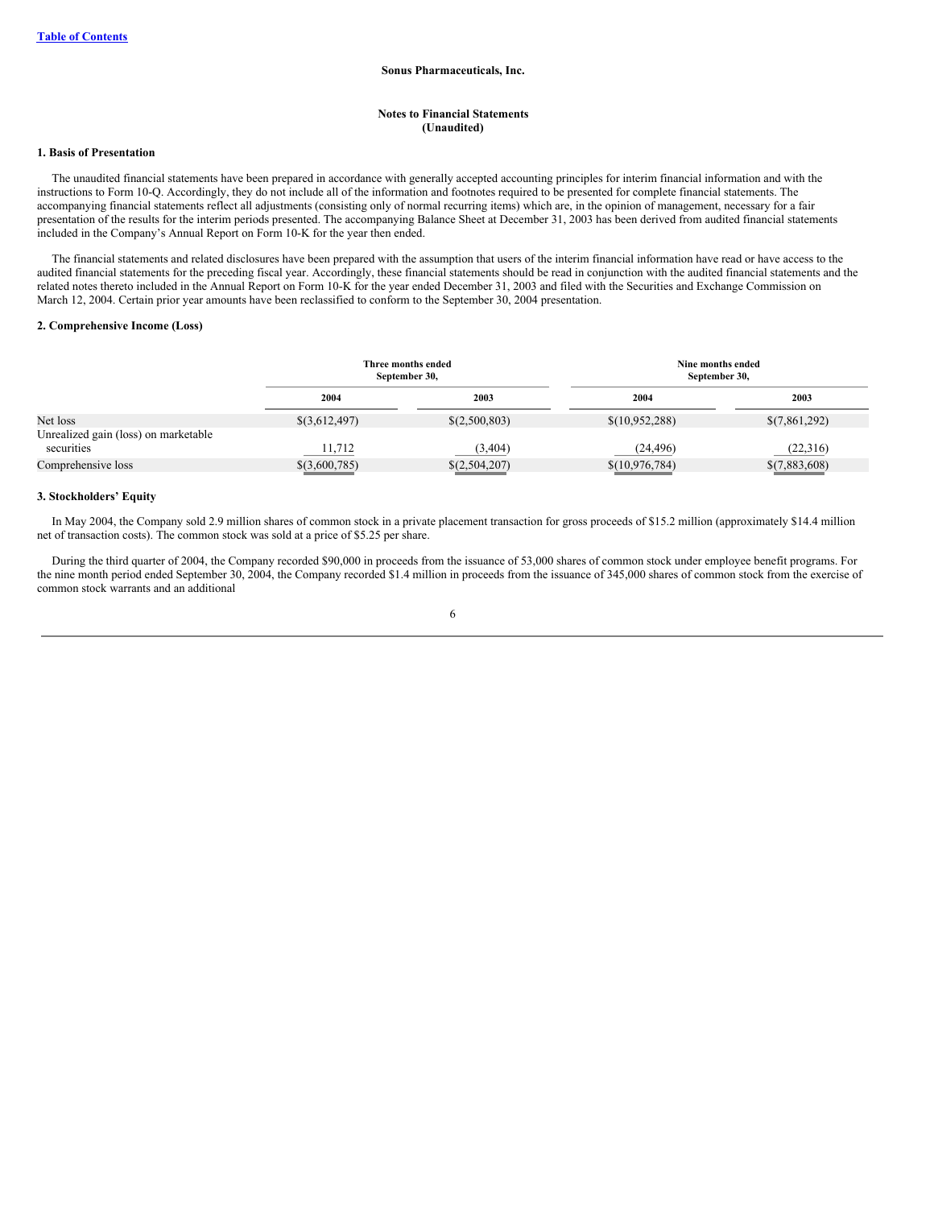Sonus Pharmaceuticals, Inc.

Notes to Financial Statements
(Unaudited)

**1. Basis of Presentation**

The unaudited financial statements have been prepared in accordance with generally accepted accounting principles for interim financial information and with the instructions to Form 10-Q. Accordingly, they do not include all of the information and footnotes required to be presented for complete financial statements. The accompanying financial statements reflect all adjustments (consisting only of normal recurring items) which are, in the opinion of management, necessary for a fair presentation of the results for the interim periods presented. The accompanying Balance Sheet at December 31, 2003 has been derived from audited financial statements included in the Company's Annual Report on Form 10-K for the year then ended.

The financial statements and related disclosures have been prepared with the assumption that users of the interim financial information have read or have access to the audited financial statements for the preceding fiscal year. Accordingly, these financial statements should be read in conjunction with the audited financial statements and the related notes thereto included in the Annual Report on Form 10-K for the year ended December 31, 2003 and filed with the Securities and Exchange Commission on March 12, 2004. Certain prior year amounts have been reclassified to conform to the September 30, 2004 presentation.

**2. Comprehensive Income (Loss)**

| | Three months ended September 30, | | Nine months ended September 30, | |
|---|---|---|---|---|
| | 2004 | 2003 | 2004 | 2003 |
| Net loss | $(3,612,497) | $(2,500,803) | $(10,952,288) | $(7,861,292) |
| Unrealized gain (loss) on marketable securities | 11,712 | (3,404) | (24,496) | (22,316) |
| Comprehensive loss | $(3,600,785) | $(2,504,207) | $(10,976,784) | $(7,883,608) |

**3. Stockholders' Equity**

In May 2004, the Company sold 2.9 million shares of common stock in a private placement transaction for gross proceeds of $15.2 million (approximately $14.4 million net of transaction costs). The common stock was sold at a price of $5.25 per share.

During the third quarter of 2004, the Company recorded $90,000 in proceeds from the issuance of 53,000 shares of common stock under employee benefit programs. For the nine month period ended September 30, 2004, the Company recorded $1.4 million in proceeds from the issuance of 345,000 shares of common stock from the exercise of common stock warrants and an additional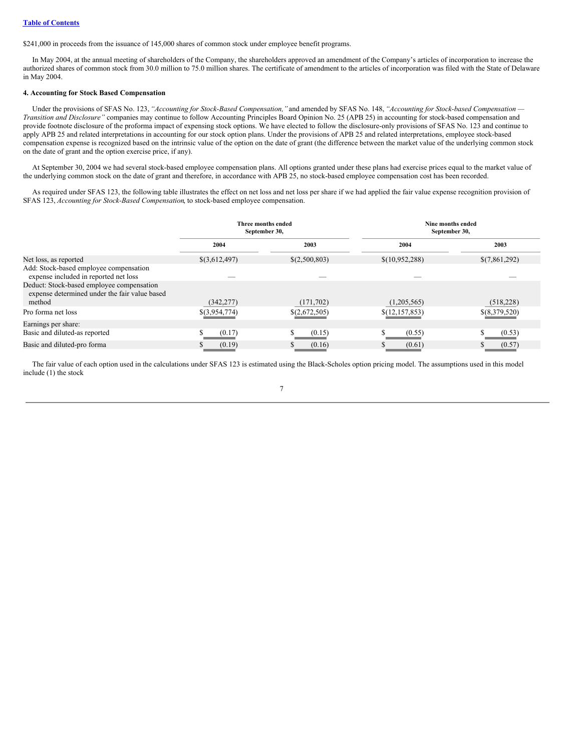$241,000 in proceeds from the issuance of 145,000 shares of common stock under employee benefit programs.

In May 2004, at the annual meeting of shareholders of the Company, the shareholders approved an amendment of the Company's articles of incorporation to increase the authorized shares of common stock from 30.0 million to 75.0 million shares. The certificate of amendment to the articles of incorporation was filed with the State of Delaware in May 2004.

**4. Accounting for Stock Based Compensation**

Under the provisions of SFAS No. 123, *"Accounting for Stock-Based Compensation,"* and amended by SFAS No. 148, *"Accounting for Stock-based Compensation — Transition and Disclosure"* companies may continue to follow Accounting Principles Board Opinion No. 25 (APB 25) in accounting for stock-based compensation and provide footnote disclosure of the proforma impact of expensing stock options. We have elected to follow the disclosure-only provisions of SFAS No. 123 and continue to apply APB 25 and related interpretations in accounting for our stock option plans. Under the provisions of APB 25 and related interpretations, employee stock-based compensation expense is recognized based on the intrinsic value of the option on the date of grant (the difference between the market value of the underlying common stock on the date of grant and the option exercise price, if any).

At September 30, 2004 we had several stock-based employee compensation plans. All options granted under these plans had exercise prices equal to the market value of the underlying common stock on the date of grant and therefore, in accordance with APB 25, no stock-based employee compensation cost has been recorded.

As required under SFAS 123, the following table illustrates the effect on net loss and net loss per share if we had applied the fair value expense recognition provision of SFAS 123, *Accounting for Stock-Based Compensation*, to stock-based employee compensation.

| | Three months ended September 30, | | Nine months ended September 30, | |
|---|---|---|---|---|
| | 2004 | 2003 | 2004 | 2003 |
| Net loss, as reported | $(3,612,497) | $(2,500,803) | $(10,952,288) | $(7,861,292) |
| Add: Stock-based employee compensation expense included in reported net loss | — | — | — | — |
| Deduct: Stock-based employee compensation expense determined under the fair value based method | (342,277) | (171,702) | (1,205,565) | (518,228) |
| Pro forma net loss | $(3,954,774) | $(2,672,505) | $(12,157,853) | $(8,379,520) |
| Earnings per share: | | | | |
| Basic and diluted-as reported | $ (0.17) | $ (0.15) | $ (0.55) | $ (0.53) |
| Basic and diluted-pro forma | $ (0.19) | $ (0.16) | $ (0.61) | $ (0.57) |

The fair value of each option used in the calculations under SFAS 123 is estimated using the Black-Scholes option pricing model. The assumptions used in this model include (1) the stock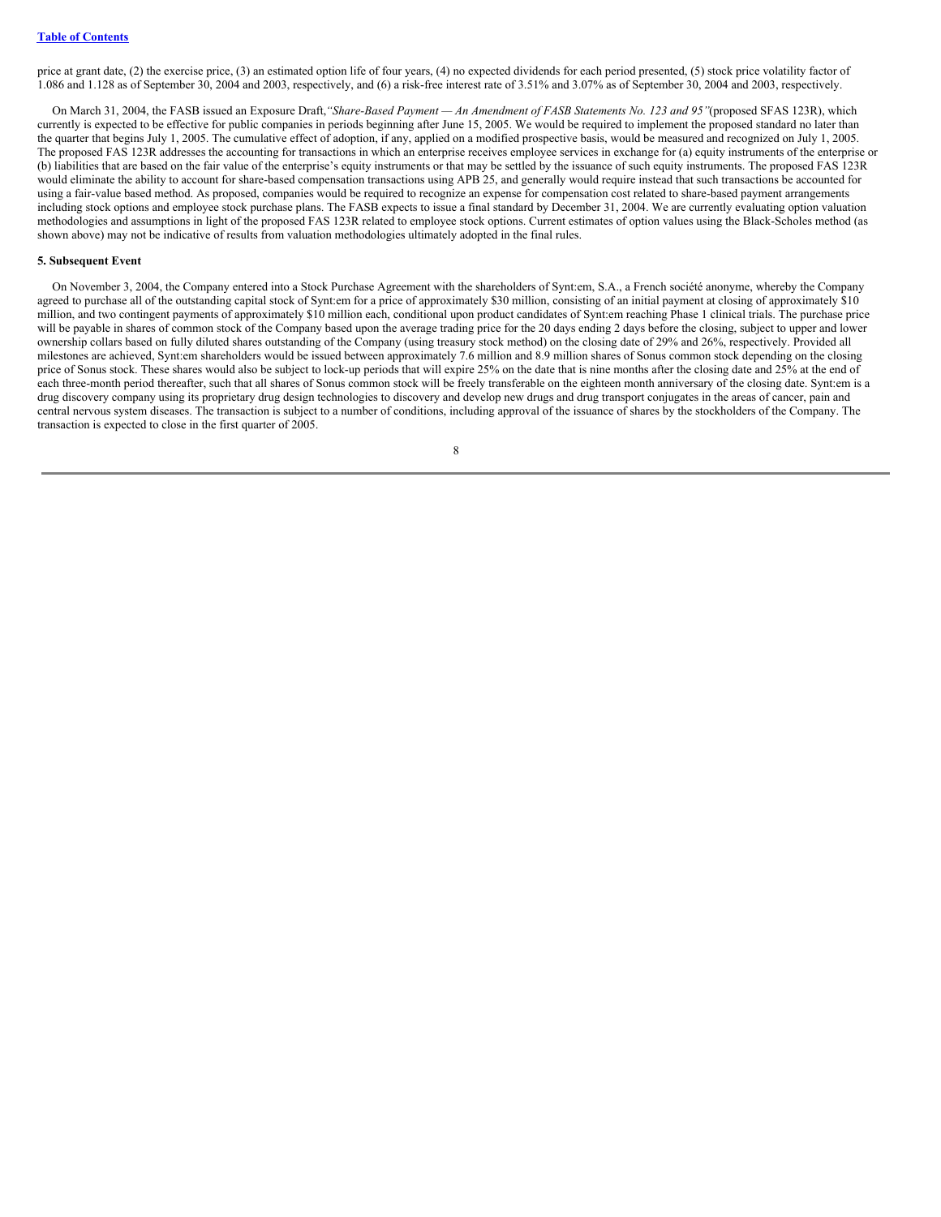price at grant date, (2) the exercise price, (3) an estimated option life of four years, (4) no expected dividends for each period presented, (5) stock price volatility factor of 1.086 and 1.128 as of September 30, 2004 and 2003, respectively, and (6) a risk-free interest rate of 3.51% and 3.07% as of September 30, 2004 and 2003, respectively.

On March 31, 2004, the FASB issued an Exposure Draft, *"Share-Based Payment — An Amendment of FASB Statements No. 123 and 95"* (proposed SFAS 123R), which currently is expected to be effective for public companies in periods beginning after June 15, 2005. We would be required to implement the proposed standard no later than the quarter that begins July 1, 2005. The cumulative effect of adoption, if any, applied on a modified prospective basis, would be measured and recognized on July 1, 2005. The proposed FAS 123R addresses the accounting for transactions in which an enterprise receives employee services in exchange for (a) equity instruments of the enterprise or (b) liabilities that are based on the fair value of the enterprise's equity instruments or that may be settled by the issuance of such equity instruments. The proposed FAS 123R would eliminate the ability to account for share-based compensation transactions using APB 25, and generally would require instead that such transactions be accounted for using a fair-value based method. As proposed, companies would be required to recognize an expense for compensation cost related to share-based payment arrangements including stock options and employee stock purchase plans. The FASB expects to issue a final standard by December 31, 2004. We are currently evaluating option valuation methodologies and assumptions in light of the proposed FAS 123R related to employee stock options. Current estimates of option values using the Black-Scholes method (as shown above) may not be indicative of results from valuation methodologies ultimately adopted in the final rules.

**5. Subsequent Event**

On November 3, 2004, the Company entered into a Stock Purchase Agreement with the shareholders of Synt:em, S.A., a French société anonyme, whereby the Company agreed to purchase all of the outstanding capital stock of Synt:em for a price of approximately $30 million, consisting of an initial payment at closing of approximately $10 million, and two contingent payments of approximately $10 million each, conditional upon product candidates of Synt:em reaching Phase 1 clinical trials. The purchase price will be payable in shares of common stock of the Company based upon the average trading price for the 20 days ending 2 days before the closing, subject to upper and lower ownership collars based on fully diluted shares outstanding of the Company (using treasury stock method) on the closing date of 29% and 26%, respectively. Provided all milestones are achieved, Synt:em shareholders would be issued between approximately 7.6 million and 8.9 million shares of Sonus common stock depending on the closing price of Sonus stock. These shares would also be subject to lock-up periods that will expire 25% on the date that is nine months after the closing date and 25% at the end of each three-month period thereafter, such that all shares of Sonus common stock will be freely transferable on the eighteen month anniversary of the closing date. Synt:em is a drug discovery company using its proprietary drug design technologies to discovery and develop new drugs and drug transport conjugates in the areas of cancer, pain and central nervous system diseases. The transaction is subject to a number of conditions, including approval of the issuance of shares by the stockholders of the Company. The transaction is expected to close in the first quarter of 2005.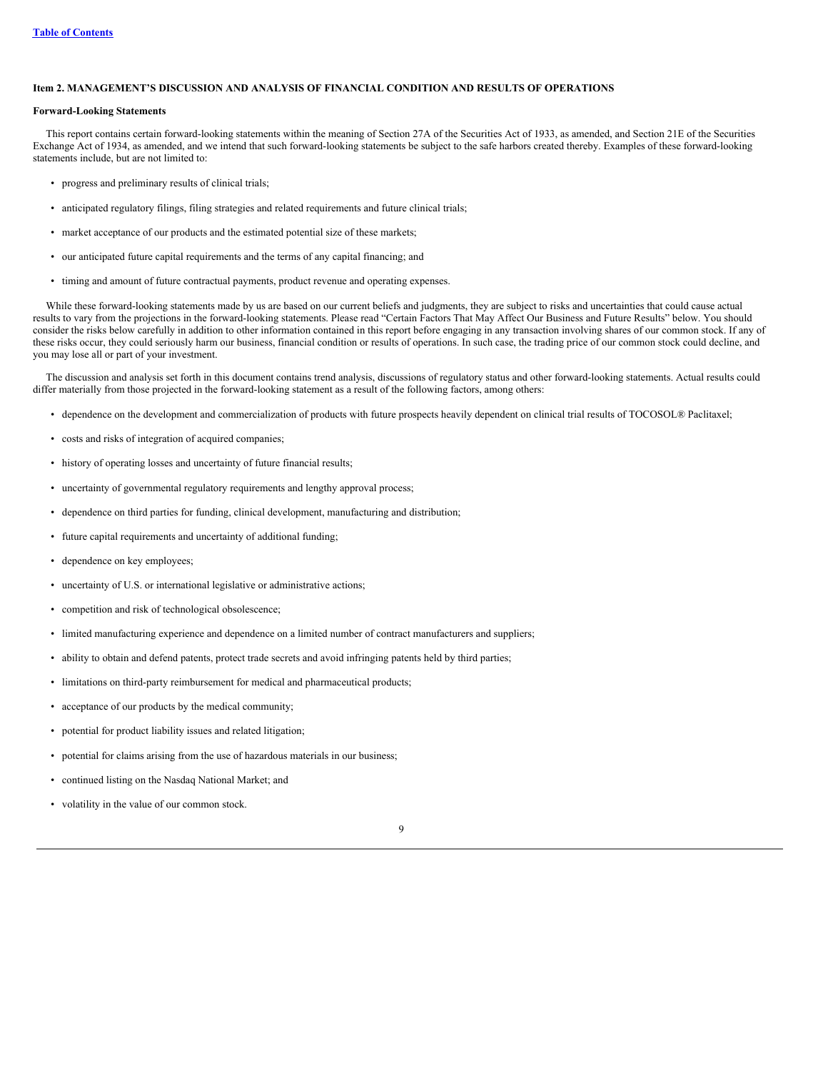[Table of Contents](#)

### Item 2. MANAGEMENT'S DISCUSSION AND ANALYSIS OF FINANCIAL CONDITION AND RESULTS OF OPERATIONS

**Forward-Looking Statements**

This report contains certain forward-looking statements within the meaning of Section 27A of the Securities Act of 1933, as amended, and Section 21E of the Securities Exchange Act of 1934, as amended, and we intend that such forward-looking statements be subject to the safe harbors created thereby. Examples of these forward-looking statements include, but are not limited to:

- progress and preliminary results of clinical trials;
- anticipated regulatory filings, filing strategies and related requirements and future clinical trials;
- market acceptance of our products and the estimated potential size of these markets;
- our anticipated future capital requirements and the terms of any capital financing; and
- timing and amount of future contractual payments, product revenue and operating expenses.

While these forward-looking statements made by us are based on our current beliefs and judgments, they are subject to risks and uncertainties that could cause actual results to vary from the projections in the forward-looking statements. Please read "Certain Factors That May Affect Our Business and Future Results" below. You should consider the risks below carefully in addition to other information contained in this report before engaging in any transaction involving shares of our common stock. If any of these risks occur, they could seriously harm our business, financial condition or results of operations. In such case, the trading price of our common stock could decline, and you may lose all or part of your investment.

The discussion and analysis set forth in this document contains trend analysis, discussions of regulatory status and other forward-looking statements. Actual results could differ materially from those projected in the forward-looking statement as a result of the following factors, among others:

- dependence on the development and commercialization of products with future prospects heavily dependent on clinical trial results of TOCOSOL® Paclitaxel;
- costs and risks of integration of acquired companies;
- history of operating losses and uncertainty of future financial results;
- uncertainty of governmental regulatory requirements and lengthy approval process;
- dependence on third parties for funding, clinical development, manufacturing and distribution;
- future capital requirements and uncertainty of additional funding;
- dependence on key employees;
- uncertainty of U.S. or international legislative or administrative actions;
- competition and risk of technological obsolescence;
- limited manufacturing experience and dependence on a limited number of contract manufacturers and suppliers;
- ability to obtain and defend patents, protect trade secrets and avoid infringing patents held by third parties;
- limitations on third-party reimbursement for medical and pharmaceutical products;
- acceptance of our products by the medical community;
- potential for product liability issues and related litigation;
- potential for claims arising from the use of hazardous materials in our business;
- continued listing on the Nasdaq National Market; and
- volatility in the value of our common stock.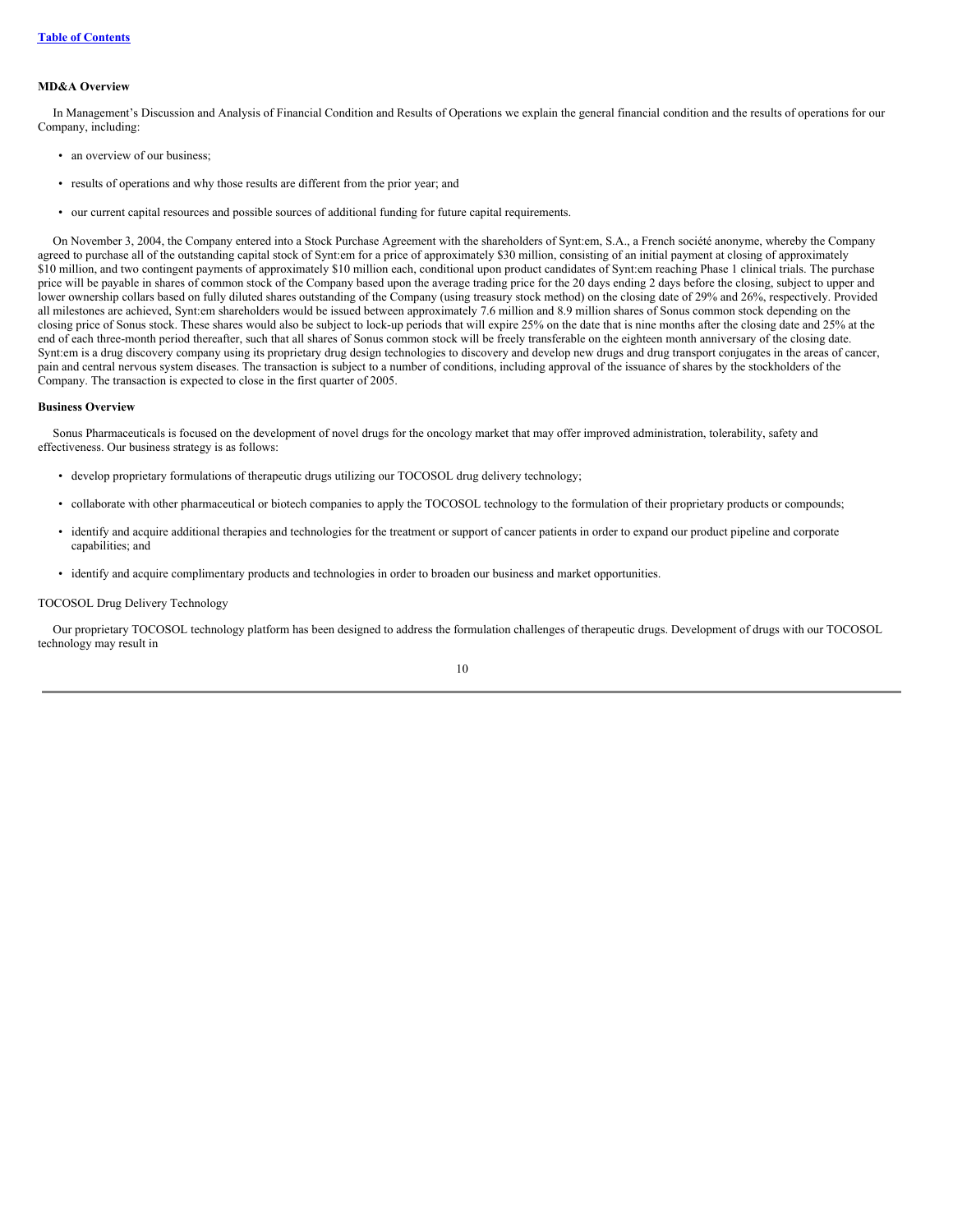[Table of Contents](#)

**MD&A Overview**

In Management's Discussion and Analysis of Financial Condition and Results of Operations we explain the general financial condition and the results of operations for our Company, including:

- an overview of our business;
- results of operations and why those results are different from the prior year; and
- our current capital resources and possible sources of additional funding for future capital requirements.

On November 3, 2004, the Company entered into a Stock Purchase Agreement with the shareholders of Synt:em, S.A., a French société anonyme, whereby the Company agreed to purchase all of the outstanding capital stock of Synt:em for a price of approximately $30 million, consisting of an initial payment at closing of approximately $10 million, and two contingent payments of approximately $10 million each, conditional upon product candidates of Synt:em reaching Phase 1 clinical trials. The purchase price will be payable in shares of common stock of the Company based upon the average trading price for the 20 days ending 2 days before the closing, subject to upper and lower ownership collars based on fully diluted shares outstanding of the Company (using treasury stock method) on the closing date of 29% and 26%, respectively. Provided all milestones are achieved, Synt:em shareholders would be issued between approximately 7.6 million and 8.9 million shares of Sonus common stock depending on the closing price of Sonus stock. These shares would also be subject to lock-up periods that will expire 25% on the date that is nine months after the closing date and 25% at the end of each three-month period thereafter, such that all shares of Sonus common stock will be freely transferable on the eighteen month anniversary of the closing date. Synt:em is a drug discovery company using its proprietary drug design technologies to discovery and develop new drugs and drug transport conjugates in the areas of cancer, pain and central nervous system diseases. The transaction is subject to a number of conditions, including approval of the issuance of shares by the stockholders of the Company. The transaction is expected to close in the first quarter of 2005.

**Business Overview**

Sonus Pharmaceuticals is focused on the development of novel drugs for the oncology market that may offer improved administration, tolerability, safety and effectiveness. Our business strategy is as follows:

- develop proprietary formulations of therapeutic drugs utilizing our TOCOSOL drug delivery technology;
- collaborate with other pharmaceutical or biotech companies to apply the TOCOSOL technology to the formulation of their proprietary products or compounds;
- identify and acquire additional therapies and technologies for the treatment or support of cancer patients in order to expand our product pipeline and corporate capabilities; and
- identify and acquire complimentary products and technologies in order to broaden our business and market opportunities.

TOCOSOL Drug Delivery Technology

Our proprietary TOCOSOL technology platform has been designed to address the formulation challenges of therapeutic drugs. Development of drugs with our TOCOSOL technology may result in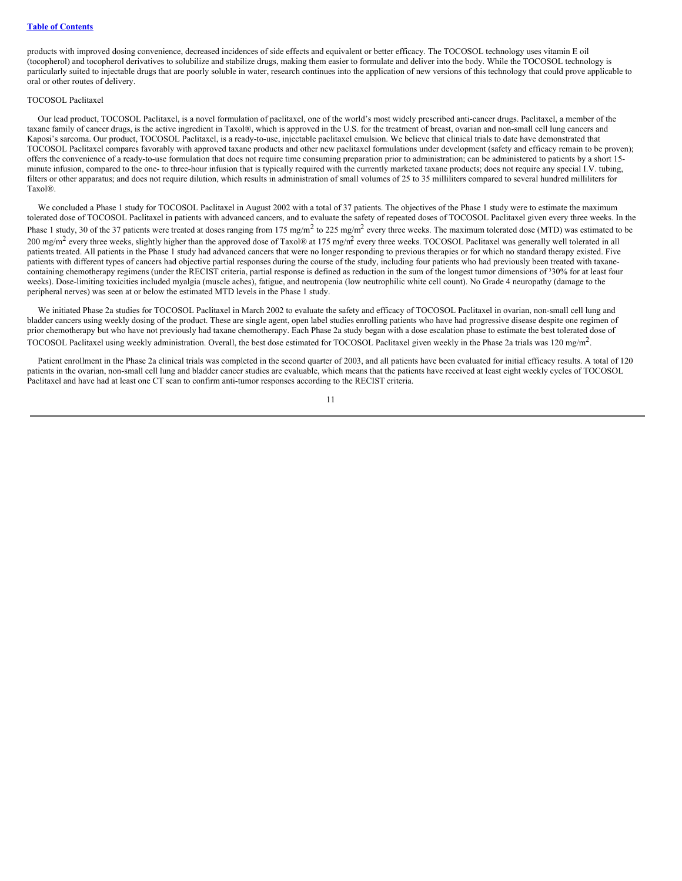products with improved dosing convenience, decreased incidences of side effects and equivalent or better efficacy. The TOCOSOL technology uses vitamin E oil (tocopherol) and tocopherol derivatives to solubilize and stabilize drugs, making them easier to formulate and deliver into the body. While the TOCOSOL technology is particularly suited to injectable drugs that are poorly soluble in water, research continues into the application of new versions of this technology that could prove applicable to oral or other routes of delivery.

TOCOSOL Paclitaxel

Our lead product, TOCOSOL Paclitaxel, is a novel formulation of paclitaxel, one of the world's most widely prescribed anti-cancer drugs. Paclitaxel, a member of the taxane family of cancer drugs, is the active ingredient in Taxol®, which is approved in the U.S. for the treatment of breast, ovarian and non-small cell lung cancers and Kaposi's sarcoma. Our product, TOCOSOL Paclitaxel, is a ready-to-use, injectable paclitaxel emulsion. We believe that clinical trials to date have demonstrated that TOCOSOL Paclitaxel compares favorably with approved taxane products and other new paclitaxel formulations under development (safety and efficacy remain to be proven); offers the convenience of a ready-to-use formulation that does not require time consuming preparation prior to administration; can be administered to patients by a short 15-minute infusion, compared to the one- to three-hour infusion that is typically required with the currently marketed taxane products; does not require any special I.V. tubing, filters or other apparatus; and does not require dilution, which results in administration of small volumes of 25 to 35 milliliters compared to several hundred milliliters for Taxol®.

We concluded a Phase 1 study for TOCOSOL Paclitaxel in August 2002 with a total of 37 patients. The objectives of the Phase 1 study were to estimate the maximum tolerated dose of TOCOSOL Paclitaxel in patients with advanced cancers, and to evaluate the safety of repeated doses of TOCOSOL Paclitaxel given every three weeks. In the Phase 1 study, 30 of the 37 patients were treated at doses ranging from 175 mg/m$^2$ to 225 mg/m$^2$ every three weeks. The maximum tolerated dose (MTD) was estimated to be 200 mg/m$^2$ every three weeks, slightly higher than the approved dose of Taxol® at 175 mg/m$^2$ every three weeks. TOCOSOL Paclitaxel was generally well tolerated in all patients treated. All patients in the Phase 1 study had advanced cancers that were no longer responding to previous therapies or for which no standard therapy existed. Five patients with different types of cancers had objective partial responses during the course of the study, including four patients who had previously been treated with taxane-containing chemotherapy regimens (under the RECIST criteria, partial response is defined as reduction in the sum of the longest tumor dimensions of ≥30% for at least four weeks). Dose-limiting toxicities included myalgia (muscle aches), fatigue, and neutropenia (low neutrophilic white cell count). No Grade 4 neuropathy (damage to the peripheral nerves) was seen at or below the estimated MTD levels in the Phase 1 study.

We initiated Phase 2a studies for TOCOSOL Paclitaxel in March 2002 to evaluate the safety and efficacy of TOCOSOL Paclitaxel in ovarian, non-small cell lung and bladder cancers using weekly dosing of the product. These are single agent, open label studies enrolling patients who have had progressive disease despite one regimen of prior chemotherapy but who have not previously had taxane chemotherapy. Each Phase 2a study began with a dose escalation phase to estimate the best tolerated dose of TOCOSOL Paclitaxel using weekly administration. Overall, the best dose estimated for TOCOSOL Paclitaxel given weekly in the Phase 2a trials was 120 mg/m$^2$.

Patient enrollment in the Phase 2a clinical trials was completed in the second quarter of 2003, and all patients have been evaluated for initial efficacy results. A total of 120 patients in the ovarian, non-small cell lung and bladder cancer studies are evaluable, which means that the patients have received at least eight weekly cycles of TOCOSOL Paclitaxel and have had at least one CT scan to confirm anti-tumor responses according to the RECIST criteria.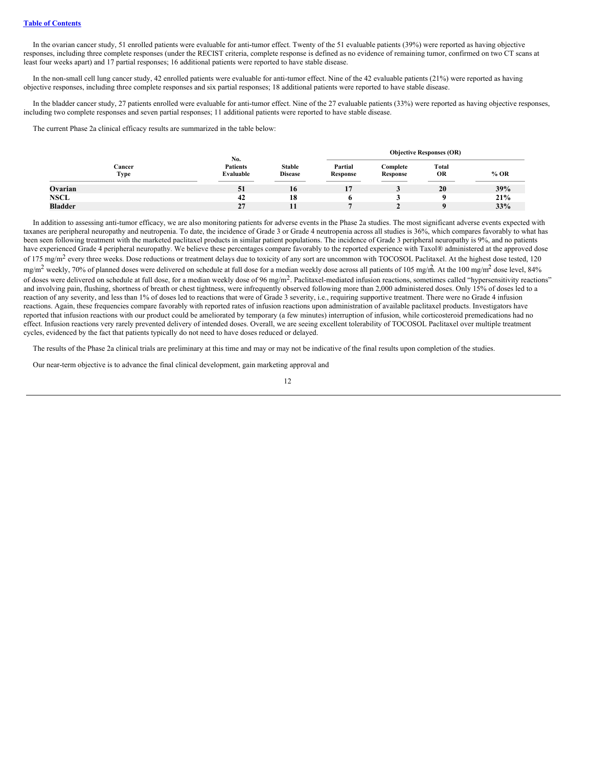In the ovarian cancer study, 51 enrolled patients were evaluable for anti-tumor effect. Twenty of the 51 evaluable patients (39%) were reported as having objective responses, including three complete responses (under the RECIST criteria, complete response is defined as no evidence of remaining tumor, confirmed on two CT scans at least four weeks apart) and 17 partial responses; 16 additional patients were reported to have stable disease.

In the non-small cell lung cancer study, 42 enrolled patients were evaluable for anti-tumor effect. Nine of the 42 evaluable patients (21%) were reported as having objective responses, including three complete responses and six partial responses; 18 additional patients were reported to have stable disease.

In the bladder cancer study, 27 patients enrolled were evaluable for anti-tumor effect. Nine of the 27 evaluable patients (33%) were reported as having objective responses, including two complete responses and seven partial responses; 11 additional patients were reported to have stable disease.

The current Phase 2a clinical efficacy results are summarized in the table below:

| Cancer Type | No. Patients Evaluable | Stable Disease | Objective Responses (OR) | | | |
|---|---|---|---|---|---|---|
| | | | Partial Response | Complete Response | Total OR | % OR |
| **Ovarian** | **51** | **16** | **17** | **3** | **20** | **39%** |
| **NSCL** | **42** | **18** | **6** | **3** | **9** | **21%** |
| **Bladder** | **27** | **11** | **7** | **2** | **9** | **33%** |

In addition to assessing anti-tumor efficacy, we are also monitoring patients for adverse events in the Phase 2a studies. The most significant adverse events expected with taxanes are peripheral neuropathy and neutropenia. To date, the incidence of Grade 3 or Grade 4 neutropenia across all studies is 36%, which compares favorably to what has been seen following treatment with the marketed paclitaxel products in similar patient populations. The incidence of Grade 3 peripheral neuropathy is 9%, and no patients have experienced Grade 4 peripheral neuropathy. We believe these percentages compare favorably to the reported experience with Taxol® administered at the approved dose of 175 mg/m$^2$ every three weeks. Dose reductions or treatment delays due to toxicity of any sort are uncommon with TOCOSOL Paclitaxel. At the highest dose tested, 120 mg/m$^2$ weekly, 70% of planned doses were delivered on schedule at full dose for a median weekly dose across all patients of 105 mg/m$^2$. At the 100 mg/m$^2$ dose level, 84% of doses were delivered on schedule at full dose, for a median weekly dose of 96 mg/m$^2$. Paclitaxel-mediated infusion reactions, sometimes called "hypersensitivity reactions" and involving pain, flushing, shortness of breath or chest tightness, were infrequently observed following more than 2,000 administered doses. Only 15% of doses led to a reaction of any severity, and less than 1% of doses led to reactions that were of Grade 3 severity, i.e., requiring supportive treatment. There were no Grade 4 infusion reactions. Again, these frequencies compare favorably with reported rates of infusion reactions upon administration of available paclitaxel products. Investigators have reported that infusion reactions with our product could be ameliorated by temporary (a few minutes) interruption of infusion, while corticosteroid premedications had no effect. Infusion reactions very rarely prevented delivery of intended doses. Overall, we are seeing excellent tolerability of TOCOSOL Paclitaxel over multiple treatment cycles, evidenced by the fact that patients typically do not need to have doses reduced or delayed.

The results of the Phase 2a clinical trials are preliminary at this time and may or may not be indicative of the final results upon completion of the studies.

Our near-term objective is to advance the final clinical development, gain marketing approval and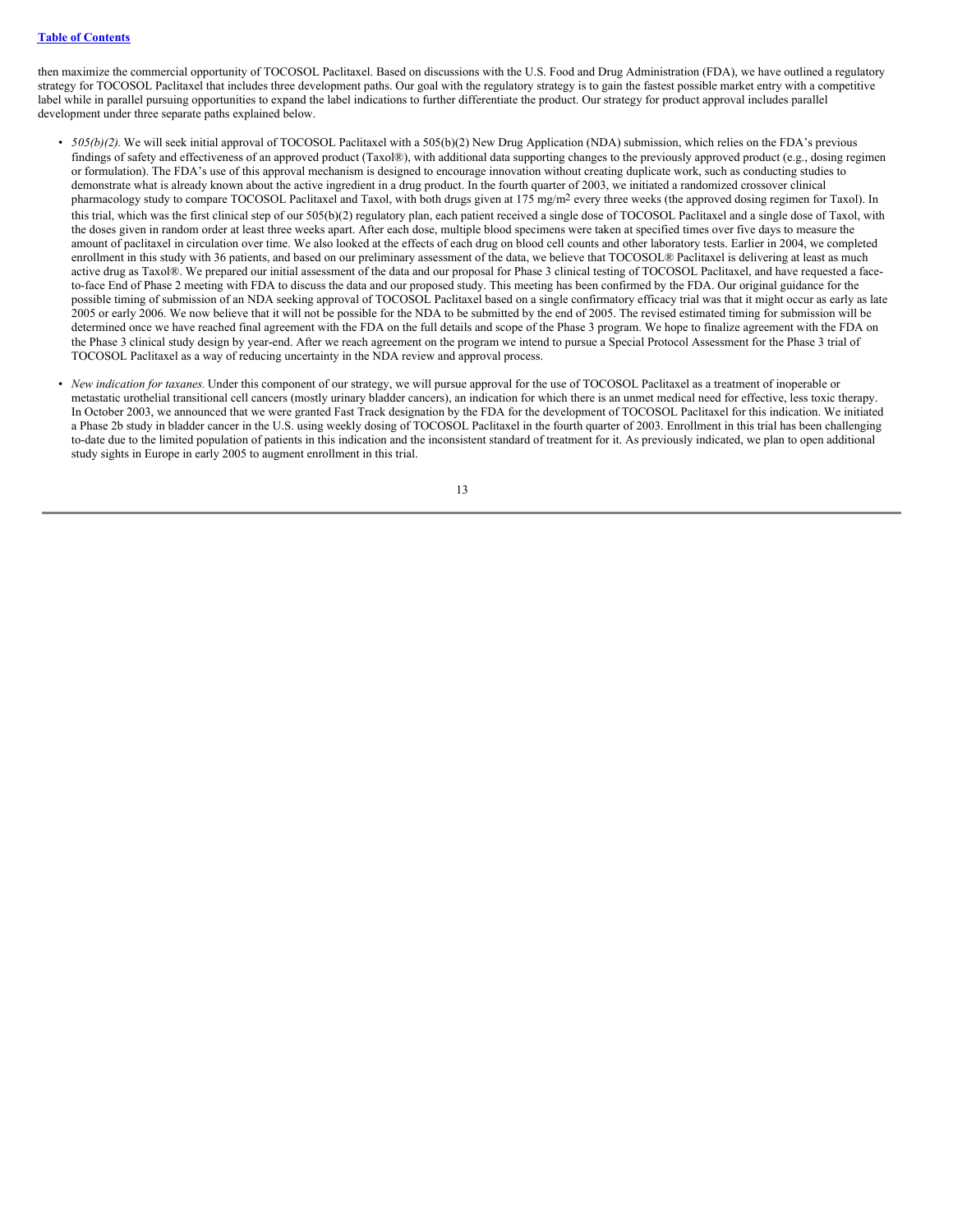then maximize the commercial opportunity of TOCOSOL Paclitaxel. Based on discussions with the U.S. Food and Drug Administration (FDA), we have outlined a regulatory strategy for TOCOSOL Paclitaxel that includes three development paths. Our goal with the regulatory strategy is to gain the fastest possible market entry with a competitive label while in parallel pursuing opportunities to expand the label indications to further differentiate the product. Our strategy for product approval includes parallel development under three separate paths explained below.

- *505(b)(2).* We will seek initial approval of TOCOSOL Paclitaxel with a 505(b)(2) New Drug Application (NDA) submission, which relies on the FDA's previous findings of safety and effectiveness of an approved product (Taxol®), with additional data supporting changes to the previously approved product (e.g., dosing regimen or formulation). The FDA's use of this approval mechanism is designed to encourage innovation without creating duplicate work, such as conducting studies to demonstrate what is already known about the active ingredient in a drug product. In the fourth quarter of 2003, we initiated a randomized crossover clinical pharmacology study to compare TOCOSOL Paclitaxel and Taxol, with both drugs given at 175 mg/m$^2$ every three weeks (the approved dosing regimen for Taxol). In this trial, which was the first clinical step of our 505(b)(2) regulatory plan, each patient received a single dose of TOCOSOL Paclitaxel and a single dose of Taxol, with the doses given in random order at least three weeks apart. After each dose, multiple blood specimens were taken at specified times over five days to measure the amount of paclitaxel in circulation over time. We also looked at the effects of each drug on blood cell counts and other laboratory tests. Earlier in 2004, we completed enrollment in this study with 36 patients, and based on our preliminary assessment of the data, we believe that TOCOSOL® Paclitaxel is delivering at least as much active drug as Taxol®. We prepared our initial assessment of the data and our proposal for Phase 3 clinical testing of TOCOSOL Paclitaxel, and have requested a face-to-face End of Phase 2 meeting with FDA to discuss the data and our proposed study. This meeting has been confirmed by the FDA. Our original guidance for the possible timing of submission of an NDA seeking approval of TOCOSOL Paclitaxel based on a single confirmatory efficacy trial was that it might occur as early as late 2005 or early 2006. We now believe that it will not be possible for the NDA to be submitted by the end of 2005. The revised estimated timing for submission will be determined once we have reached final agreement with the FDA on the full details and scope of the Phase 3 program. We hope to finalize agreement with the FDA on the Phase 3 clinical study design by year-end. After we reach agreement on the program we intend to pursue a Special Protocol Assessment for the Phase 3 trial of TOCOSOL Paclitaxel as a way of reducing uncertainty in the NDA review and approval process.

- *New indication for taxanes.* Under this component of our strategy, we will pursue approval for the use of TOCOSOL Paclitaxel as a treatment of inoperable or metastatic urothelial transitional cell cancers (mostly urinary bladder cancers), an indication for which there is an unmet medical need for effective, less toxic therapy. In October 2003, we announced that we were granted Fast Track designation by the FDA for the development of TOCOSOL Paclitaxel for this indication. We initiated a Phase 2b study in bladder cancer in the U.S. using weekly dosing of TOCOSOL Paclitaxel in the fourth quarter of 2003. Enrollment in this trial has been challenging to-date due to the limited population of patients in this indication and the inconsistent standard of treatment for it. As previously indicated, we plan to open additional study sights in Europe in early 2005 to augment enrollment in this trial.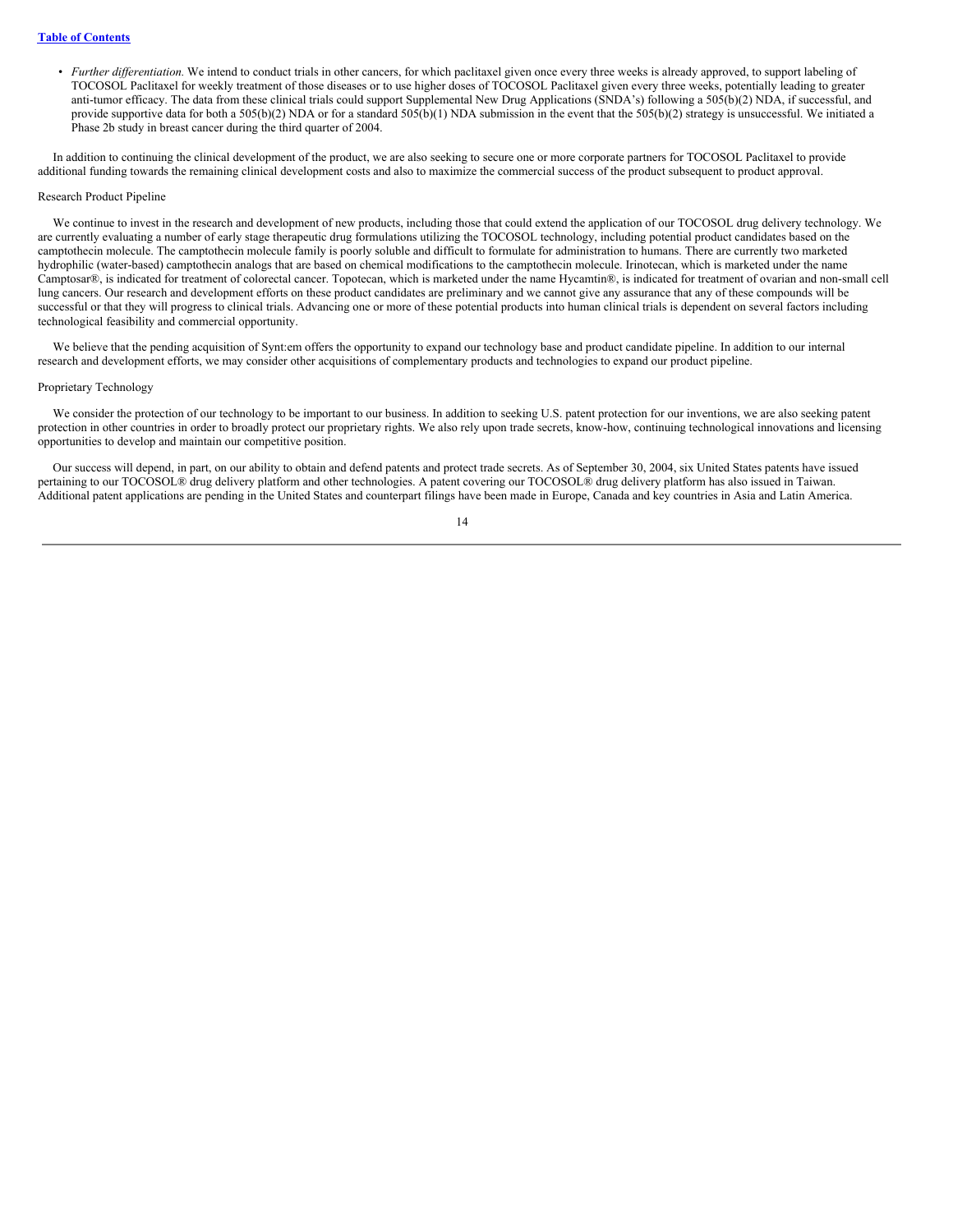- *Further differentiation.* We intend to conduct trials in other cancers, for which paclitaxel given once every three weeks is already approved, to support labeling of TOCOSOL Paclitaxel for weekly treatment of those diseases or to use higher doses of TOCOSOL Paclitaxel given every three weeks, potentially leading to greater anti-tumor efficacy. The data from these clinical trials could support Supplemental New Drug Applications (SNDA's) following a 505(b)(2) NDA, if successful, and provide supportive data for both a 505(b)(2) NDA or for a standard 505(b)(1) NDA submission in the event that the 505(b)(2) strategy is unsuccessful. We initiated a Phase 2b study in breast cancer during the third quarter of 2004.

In addition to continuing the clinical development of the product, we are also seeking to secure one or more corporate partners for TOCOSOL Paclitaxel to provide additional funding towards the remaining clinical development costs and also to maximize the commercial success of the product subsequent to product approval.

Research Product Pipeline

We continue to invest in the research and development of new products, including those that could extend the application of our TOCOSOL drug delivery technology. We are currently evaluating a number of early stage therapeutic drug formulations utilizing the TOCOSOL technology, including potential product candidates based on the camptothecin molecule. The camptothecin molecule family is poorly soluble and difficult to formulate for administration to humans. There are currently two marketed hydrophilic (water-based) camptothecin analogs that are based on chemical modifications to the camptothecin molecule. Irinotecan, which is marketed under the name Camptosar®, is indicated for treatment of colorectal cancer. Topotecan, which is marketed under the name Hycamtin®, is indicated for treatment of ovarian and non-small cell lung cancers. Our research and development efforts on these product candidates are preliminary and we cannot give any assurance that any of these compounds will be successful or that they will progress to clinical trials. Advancing one or more of these potential products into human clinical trials is dependent on several factors including technological feasibility and commercial opportunity.

We believe that the pending acquisition of Synt:em offers the opportunity to expand our technology base and product candidate pipeline. In addition to our internal research and development efforts, we may consider other acquisitions of complementary products and technologies to expand our product pipeline.

Proprietary Technology

We consider the protection of our technology to be important to our business. In addition to seeking U.S. patent protection for our inventions, we are also seeking patent protection in other countries in order to broadly protect our proprietary rights. We also rely upon trade secrets, know-how, continuing technological innovations and licensing opportunities to develop and maintain our competitive position.

Our success will depend, in part, on our ability to obtain and defend patents and protect trade secrets. As of September 30, 2004, six United States patents have issued pertaining to our TOCOSOL® drug delivery platform and other technologies. A patent covering our TOCOSOL® drug delivery platform has also issued in Taiwan. Additional patent applications are pending in the United States and counterpart filings have been made in Europe, Canada and key countries in Asia and Latin America.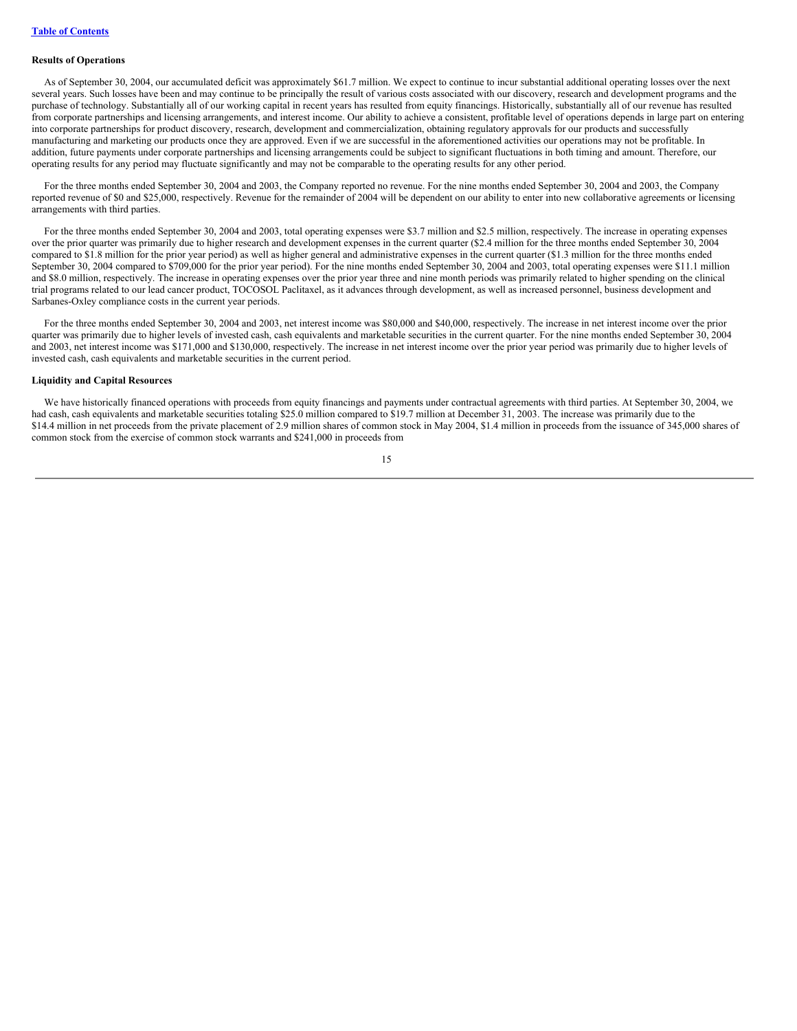**Results of Operations**

As of September 30, 2004, our accumulated deficit was approximately $61.7 million. We expect to continue to incur substantial additional operating losses over the next several years. Such losses have been and may continue to be principally the result of various costs associated with our discovery, research and development programs and the purchase of technology. Substantially all of our working capital in recent years has resulted from equity financings. Historically, substantially all of our revenue has resulted from corporate partnerships and licensing arrangements, and interest income. Our ability to achieve a consistent, profitable level of operations depends in large part on entering into corporate partnerships for product discovery, research, development and commercialization, obtaining regulatory approvals for our products and successfully manufacturing and marketing our products once they are approved. Even if we are successful in the aforementioned activities our operations may not be profitable. In addition, future payments under corporate partnerships and licensing arrangements could be subject to significant fluctuations in both timing and amount. Therefore, our operating results for any period may fluctuate significantly and may not be comparable to the operating results for any other period.

For the three months ended September 30, 2004 and 2003, the Company reported no revenue. For the nine months ended September 30, 2004 and 2003, the Company reported revenue of $0 and $25,000, respectively. Revenue for the remainder of 2004 will be dependent on our ability to enter into new collaborative agreements or licensing arrangements with third parties.

For the three months ended September 30, 2004 and 2003, total operating expenses were $3.7 million and $2.5 million, respectively. The increase in operating expenses over the prior quarter was primarily due to higher research and development expenses in the current quarter ($2.4 million for the three months ended September 30, 2004 compared to $1.8 million for the prior year period) as well as higher general and administrative expenses in the current quarter ($1.3 million for the three months ended September 30, 2004 compared to $709,000 for the prior year period). For the nine months ended September 30, 2004 and 2003, total operating expenses were $11.1 million and $8.0 million, respectively. The increase in operating expenses over the prior year three and nine month periods was primarily related to higher spending on the clinical trial programs related to our lead cancer product, TOCOSOL Paclitaxel, as it advances through development, as well as increased personnel, business development and Sarbanes-Oxley compliance costs in the current year periods.

For the three months ended September 30, 2004 and 2003, net interest income was $80,000 and $40,000, respectively. The increase in net interest income over the prior quarter was primarily due to higher levels of invested cash, cash equivalents and marketable securities in the current quarter. For the nine months ended September 30, 2004 and 2003, net interest income was $171,000 and $130,000, respectively. The increase in net interest income over the prior year period was primarily due to higher levels of invested cash, cash equivalents and marketable securities in the current period.

**Liquidity and Capital Resources**

We have historically financed operations with proceeds from equity financings and payments under contractual agreements with third parties. At September 30, 2004, we had cash, cash equivalents and marketable securities totaling $25.0 million compared to $19.7 million at December 31, 2003. The increase was primarily due to the $14.4 million in net proceeds from the private placement of 2.9 million shares of common stock in May 2004, $1.4 million in proceeds from the issuance of 345,000 shares of common stock from the exercise of common stock warrants and $241,000 in proceeds from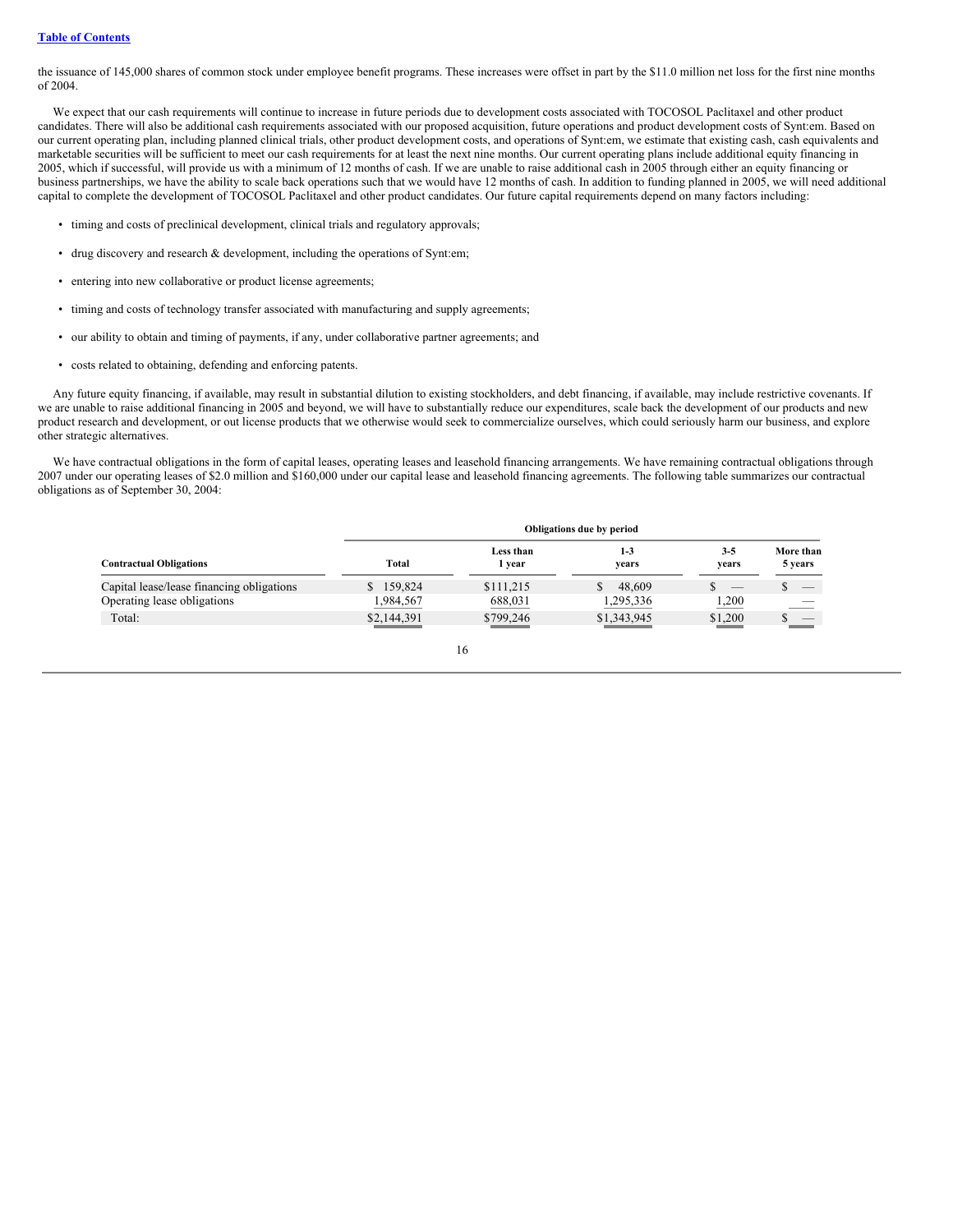the issuance of 145,000 shares of common stock under employee benefit programs. These increases were offset in part by the $11.0 million net loss for the first nine months of 2004.

We expect that our cash requirements will continue to increase in future periods due to development costs associated with TOCOSOL Paclitaxel and other product candidates. There will also be additional cash requirements associated with our proposed acquisition, future operations and product development costs of Synt:em. Based on our current operating plan, including planned clinical trials, other product development costs, and operations of Synt:em, we estimate that existing cash, cash equivalents and marketable securities will be sufficient to meet our cash requirements for at least the next nine months. Our current operating plans include additional equity financing in 2005, which if successful, will provide us with a minimum of 12 months of cash. If we are unable to raise additional cash in 2005 through either an equity financing or business partnerships, we have the ability to scale back operations such that we would have 12 months of cash. In addition to funding planned in 2005, we will need additional capital to complete the development of TOCOSOL Paclitaxel and other product candidates. Our future capital requirements depend on many factors including:

- timing and costs of preclinical development, clinical trials and regulatory approvals;
- drug discovery and research & development, including the operations of Synt:em;
- entering into new collaborative or product license agreements;
- timing and costs of technology transfer associated with manufacturing and supply agreements;
- our ability to obtain and timing of payments, if any, under collaborative partner agreements; and
- costs related to obtaining, defending and enforcing patents.

Any future equity financing, if available, may result in substantial dilution to existing stockholders, and debt financing, if available, may include restrictive covenants. If we are unable to raise additional financing in 2005 and beyond, we will have to substantially reduce our expenditures, scale back the development of our products and new product research and development, or out license products that we otherwise would seek to commercialize ourselves, which could seriously harm our business, and explore other strategic alternatives.

We have contractual obligations in the form of capital leases, operating leases and leasehold financing arrangements. We have remaining contractual obligations through 2007 under our operating leases of $2.0 million and $160,000 under our capital lease and leasehold financing agreements. The following table summarizes our contractual obligations as of September 30, 2004:

| | Obligations due by period | | | | |
|---|---|---|---|---|---|
| **Contractual Obligations** | **Total** | **Less than 1 year** | **1-3 years** | **3-5 years** | **More than 5 years** |
| Capital lease/lease financing obligations | $ 159,824 | $111,215 | $ 48,609 | $ — | $ — |
| Operating lease obligations | 1,984,567 | 688,031 | 1,295,336 | 1,200 | — |
| Total: | $2,144,391 | $799,246 | $1,343,945 | $1,200 | $ — |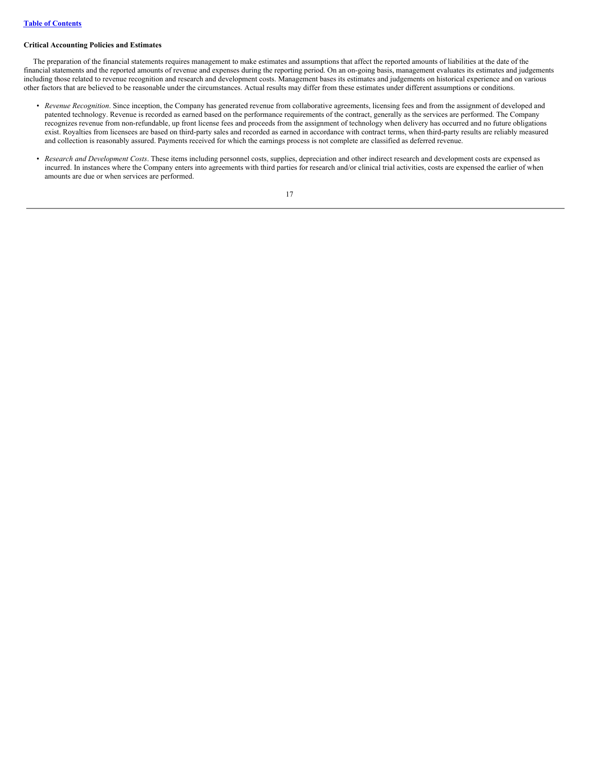**Critical Accounting Policies and Estimates**

The preparation of the financial statements requires management to make estimates and assumptions that affect the reported amounts of liabilities at the date of the financial statements and the reported amounts of revenue and expenses during the reporting period. On an on-going basis, management evaluates its estimates and judgements including those related to revenue recognition and research and development costs. Management bases its estimates and judgements on historical experience and on various other factors that are believed to be reasonable under the circumstances. Actual results may differ from these estimates under different assumptions or conditions.

- *Revenue Recognition*. Since inception, the Company has generated revenue from collaborative agreements, licensing fees and from the assignment of developed and patented technology. Revenue is recorded as earned based on the performance requirements of the contract, generally as the services are performed. The Company recognizes revenue from non-refundable, up front license fees and proceeds from the assignment of technology when delivery has occurred and no future obligations exist. Royalties from licensees are based on third-party sales and recorded as earned in accordance with contract terms, when third-party results are reliably measured and collection is reasonably assured. Payments received for which the earnings process is not complete are classified as deferred revenue.

- *Research and Development Costs*. These items including personnel costs, supplies, depreciation and other indirect research and development costs are expensed as incurred. In instances where the Company enters into agreements with third parties for research and/or clinical trial activities, costs are expensed the earlier of when amounts are due or when services are performed.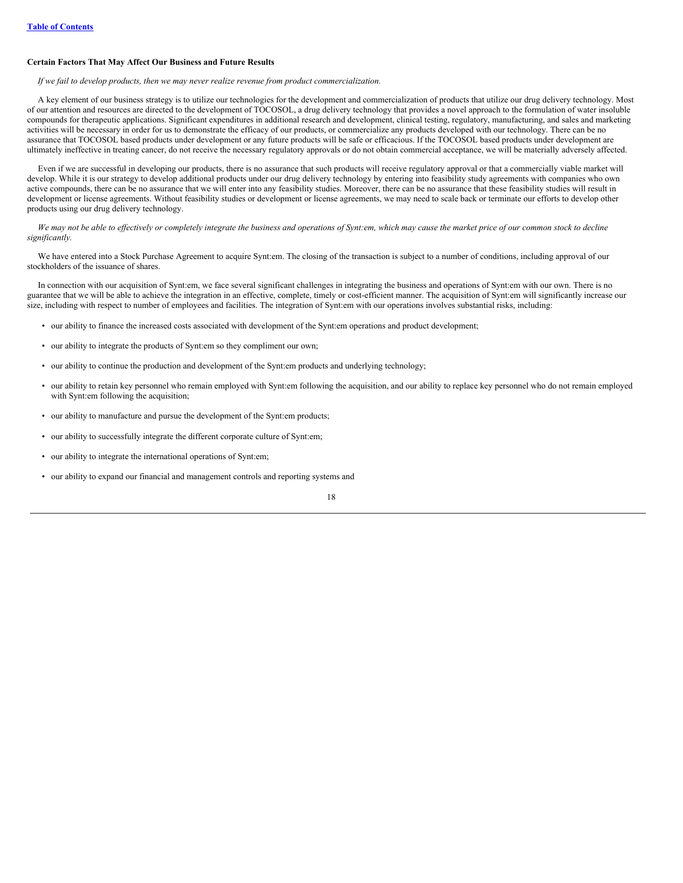**Certain Factors That May Affect Our Business and Future Results**

*If we fail to develop products, then we may never realize revenue from product commercialization.*

A key element of our business strategy is to utilize our technologies for the development and commercialization of products that utilize our drug delivery technology. Most of our attention and resources are directed to the development of TOCOSOL, a drug delivery technology that provides a novel approach to the formulation of water insoluble compounds for therapeutic applications. Significant expenditures in additional research and development, clinical testing, regulatory, manufacturing, and sales and marketing activities will be necessary in order for us to demonstrate the efficacy of our products, or commercialize any products developed with our technology. There can be no assurance that TOCOSOL based products under development or any future products will be safe or efficacious. If the TOCOSOL based products under development are ultimately ineffective in treating cancer, do not receive the necessary regulatory approvals or do not obtain commercial acceptance, we will be materially adversely affected.

Even if we are successful in developing our products, there is no assurance that such products will receive regulatory approval or that a commercially viable market will develop. While it is our strategy to develop additional products under our drug delivery technology by entering into feasibility study agreements with companies who own active compounds, there can be no assurance that we will enter into any feasibility studies. Moreover, there can be no assurance that these feasibility studies will result in development or license agreements. Without feasibility studies or development or license agreements, we may need to scale back or terminate our efforts to develop other products using our drug delivery technology.

*We may not be able to effectively or completely integrate the business and operations of Synt:em, which may cause the market price of our common stock to decline significantly.*

We have entered into a Stock Purchase Agreement to acquire Synt:em. The closing of the transaction is subject to a number of conditions, including approval of our stockholders of the issuance of shares.

In connection with our acquisition of Synt:em, we face several significant challenges in integrating the business and operations of Synt:em with our own. There is no guarantee that we will be able to achieve the integration in an effective, complete, timely or cost-efficient manner. The acquisition of Synt:em will significantly increase our size, including with respect to number of employees and facilities. The integration of Synt:em with our operations involves substantial risks, including:

- our ability to finance the increased costs associated with development of the Synt:em operations and product development;
- our ability to integrate the products of Synt:em so they compliment our own;
- our ability to continue the production and development of the Synt:em products and underlying technology;
- our ability to retain key personnel who remain employed with Synt:em following the acquisition, and our ability to replace key personnel who do not remain employed with Synt:em following the acquisition;
- our ability to manufacture and pursue the development of the Synt:em products;
- our ability to successfully integrate the different corporate culture of Synt:em;
- our ability to integrate the international operations of Synt:em;
- our ability to expand our financial and management controls and reporting systems and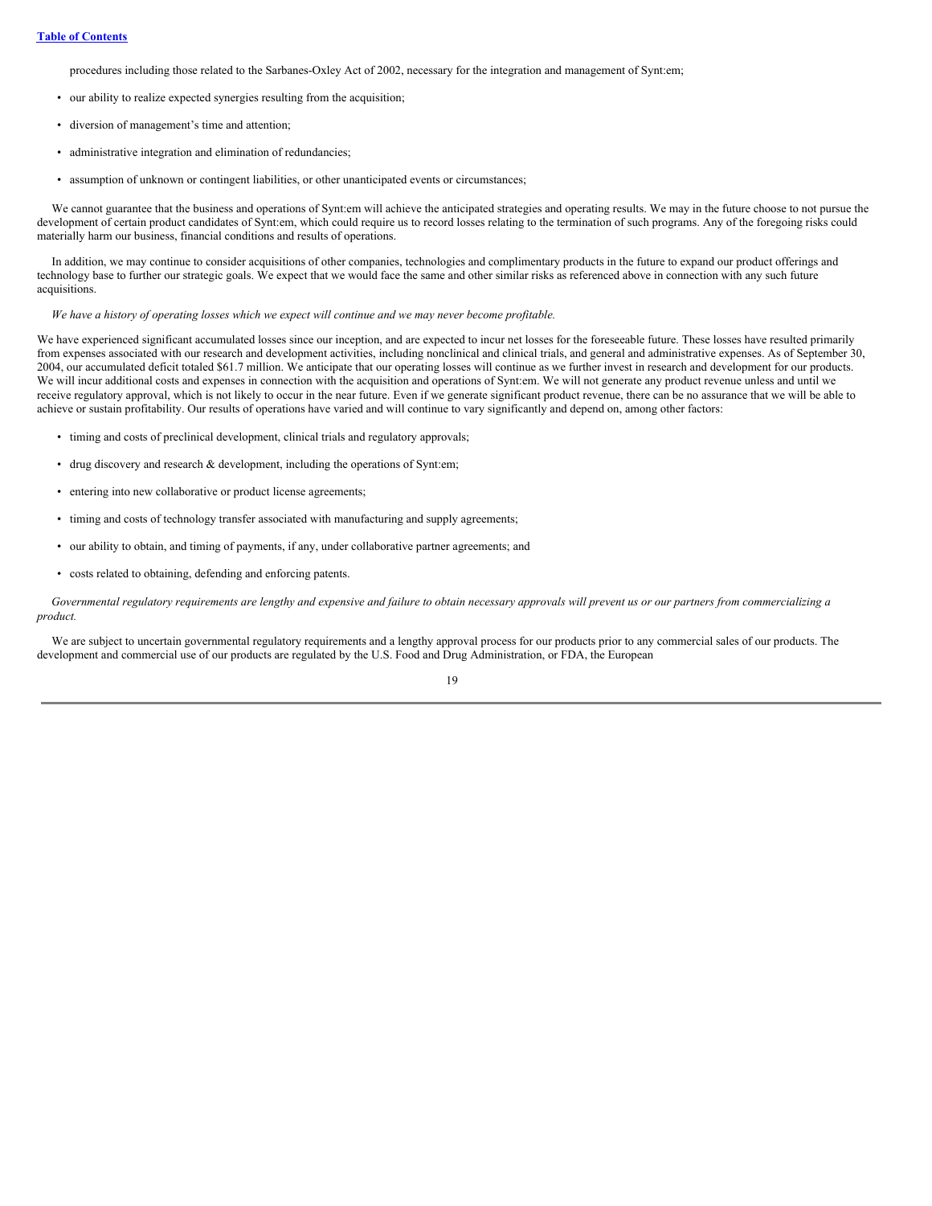procedures including those related to the Sarbanes-Oxley Act of 2002, necessary for the integration and management of Synt:em;

- our ability to realize expected synergies resulting from the acquisition;
- diversion of management's time and attention;
- administrative integration and elimination of redundancies;
- assumption of unknown or contingent liabilities, or other unanticipated events or circumstances;

We cannot guarantee that the business and operations of Synt:em will achieve the anticipated strategies and operating results. We may in the future choose to not pursue the development of certain product candidates of Synt:em, which could require us to record losses relating to the termination of such programs. Any of the foregoing risks could materially harm our business, financial conditions and results of operations.

In addition, we may continue to consider acquisitions of other companies, technologies and complimentary products in the future to expand our product offerings and technology base to further our strategic goals. We expect that we would face the same and other similar risks as referenced above in connection with any such future acquisitions.

*We have a history of operating losses which we expect will continue and we may never become profitable.*

We have experienced significant accumulated losses since our inception, and are expected to incur net losses for the foreseeable future. These losses have resulted primarily from expenses associated with our research and development activities, including nonclinical and clinical trials, and general and administrative expenses. As of September 30, 2004, our accumulated deficit totaled $61.7 million. We anticipate that our operating losses will continue as we further invest in research and development for our products. We will incur additional costs and expenses in connection with the acquisition and operations of Synt:em. We will not generate any product revenue unless and until we receive regulatory approval, which is not likely to occur in the near future. Even if we generate significant product revenue, there can be no assurance that we will be able to achieve or sustain profitability. Our results of operations have varied and will continue to vary significantly and depend on, among other factors:

- timing and costs of preclinical development, clinical trials and regulatory approvals;
- drug discovery and research & development, including the operations of Synt:em;
- entering into new collaborative or product license agreements;
- timing and costs of technology transfer associated with manufacturing and supply agreements;
- our ability to obtain, and timing of payments, if any, under collaborative partner agreements; and
- costs related to obtaining, defending and enforcing patents.

*Governmental regulatory requirements are lengthy and expensive and failure to obtain necessary approvals will prevent us or our partners from commercializing a product.*

We are subject to uncertain governmental regulatory requirements and a lengthy approval process for our products prior to any commercial sales of our products. The development and commercial use of our products are regulated by the U.S. Food and Drug Administration, or FDA, the European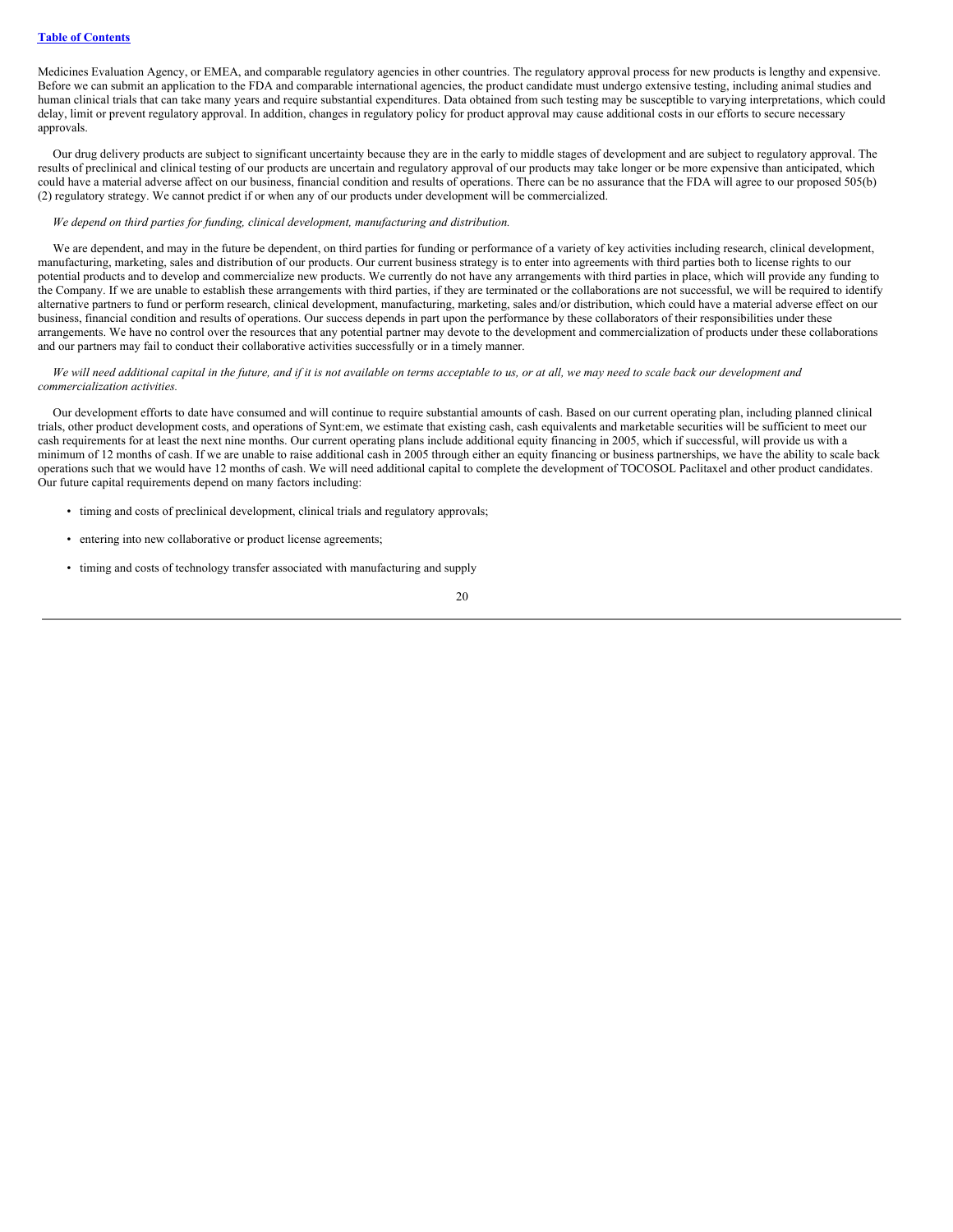Medicines Evaluation Agency, or EMEA, and comparable regulatory agencies in other countries. The regulatory approval process for new products is lengthy and expensive. Before we can submit an application to the FDA and comparable international agencies, the product candidate must undergo extensive testing, including animal studies and human clinical trials that can take many years and require substantial expenditures. Data obtained from such testing may be susceptible to varying interpretations, which could delay, limit or prevent regulatory approval. In addition, changes in regulatory policy for product approval may cause additional costs in our efforts to secure necessary approvals.

Our drug delivery products are subject to significant uncertainty because they are in the early to middle stages of development and are subject to regulatory approval. The results of preclinical and clinical testing of our products are uncertain and regulatory approval of our products may take longer or be more expensive than anticipated, which could have a material adverse affect on our business, financial condition and results of operations. There can be no assurance that the FDA will agree to our proposed 505(b)(2) regulatory strategy. We cannot predict if or when any of our products under development will be commercialized.

*We depend on third parties for funding, clinical development, manufacturing and distribution.*

We are dependent, and may in the future be dependent, on third parties for funding or performance of a variety of key activities including research, clinical development, manufacturing, marketing, sales and distribution of our products. Our current business strategy is to enter into agreements with third parties both to license rights to our potential products and to develop and commercialize new products. We currently do not have any arrangements with third parties in place, which will provide any funding to the Company. If we are unable to establish these arrangements with third parties, if they are terminated or the collaborations are not successful, we will be required to identify alternative partners to fund or perform research, clinical development, manufacturing, marketing, sales and/or distribution, which could have a material adverse effect on our business, financial condition and results of operations. Our success depends in part upon the performance by these collaborators of their responsibilities under these arrangements. We have no control over the resources that any potential partner may devote to the development and commercialization of products under these collaborations and our partners may fail to conduct their collaborative activities successfully or in a timely manner.

*We will need additional capital in the future, and if it is not available on terms acceptable to us, or at all, we may need to scale back our development and commercialization activities.*

Our development efforts to date have consumed and will continue to require substantial amounts of cash. Based on our current operating plan, including planned clinical trials, other product development costs, and operations of Synt:em, we estimate that existing cash, cash equivalents and marketable securities will be sufficient to meet our cash requirements for at least the next nine months. Our current operating plans include additional equity financing in 2005, which if successful, will provide us with a minimum of 12 months of cash. If we are unable to raise additional cash in 2005 through either an equity financing or business partnerships, we have the ability to scale back operations such that we would have 12 months of cash. We will need additional capital to complete the development of TOCOSOL Paclitaxel and other product candidates. Our future capital requirements depend on many factors including:

- timing and costs of preclinical development, clinical trials and regulatory approvals;
- entering into new collaborative or product license agreements;
- timing and costs of technology transfer associated with manufacturing and supply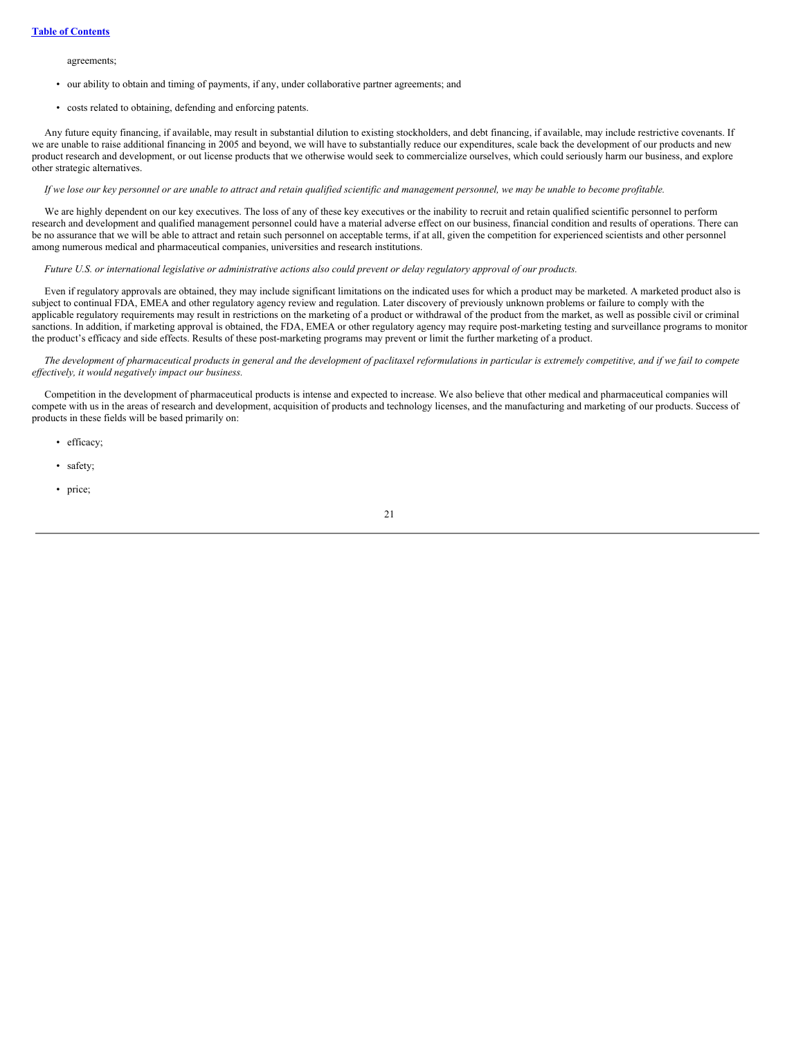agreements;

- our ability to obtain and timing of payments, if any, under collaborative partner agreements; and
- costs related to obtaining, defending and enforcing patents.

Any future equity financing, if available, may result in substantial dilution to existing stockholders, and debt financing, if available, may include restrictive covenants. If we are unable to raise additional financing in 2005 and beyond, we will have to substantially reduce our expenditures, scale back the development of our products and new product research and development, or out license products that we otherwise would seek to commercialize ourselves, which could seriously harm our business, and explore other strategic alternatives.

*If we lose our key personnel or are unable to attract and retain qualified scientific and management personnel, we may be unable to become profitable.*

We are highly dependent on our key executives. The loss of any of these key executives or the inability to recruit and retain qualified scientific personnel to perform research and development and qualified management personnel could have a material adverse effect on our business, financial condition and results of operations. There can be no assurance that we will be able to attract and retain such personnel on acceptable terms, if at all, given the competition for experienced scientists and other personnel among numerous medical and pharmaceutical companies, universities and research institutions.

*Future U.S. or international legislative or administrative actions also could prevent or delay regulatory approval of our products.*

Even if regulatory approvals are obtained, they may include significant limitations on the indicated uses for which a product may be marketed. A marketed product also is subject to continual FDA, EMEA and other regulatory agency review and regulation. Later discovery of previously unknown problems or failure to comply with the applicable regulatory requirements may result in restrictions on the marketing of a product or withdrawal of the product from the market, as well as possible civil or criminal sanctions. In addition, if marketing approval is obtained, the FDA, EMEA or other regulatory agency may require post-marketing testing and surveillance programs to monitor the product's efficacy and side effects. Results of these post-marketing programs may prevent or limit the further marketing of a product.

*The development of pharmaceutical products in general and the development of paclitaxel reformulations in particular is extremely competitive, and if we fail to compete effectively, it would negatively impact our business.*

Competition in the development of pharmaceutical products is intense and expected to increase. We also believe that other medical and pharmaceutical companies will compete with us in the areas of research and development, acquisition of products and technology licenses, and the manufacturing and marketing of our products. Success of products in these fields will be based primarily on:

- efficacy;
- safety;
- price;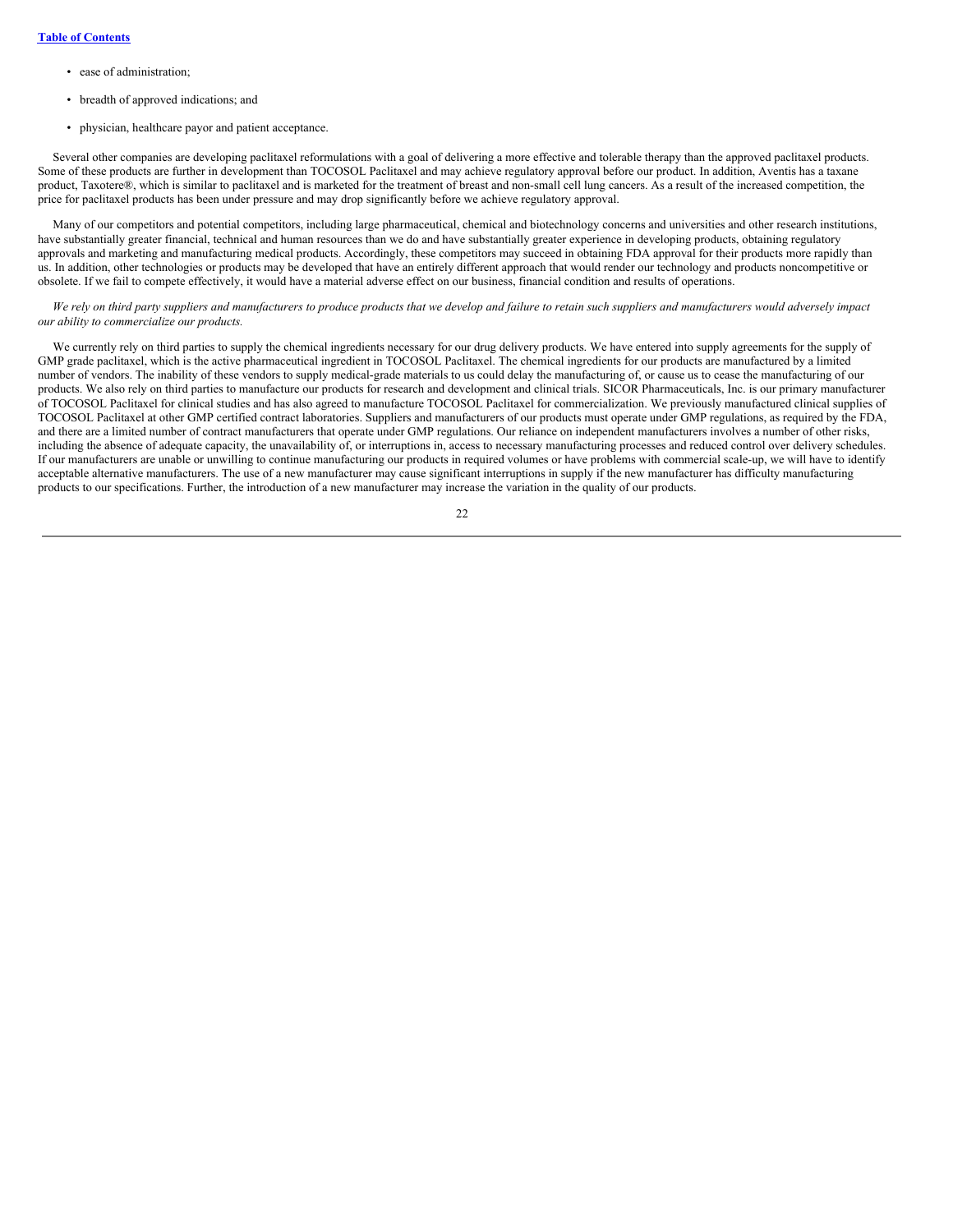- ease of administration;
- breadth of approved indications; and
- physician, healthcare payor and patient acceptance.

Several other companies are developing paclitaxel reformulations with a goal of delivering a more effective and tolerable therapy than the approved paclitaxel products. Some of these products are further in development than TOCOSOL Paclitaxel and may achieve regulatory approval before our product. In addition, Aventis has a taxane product, Taxotere®, which is similar to paclitaxel and is marketed for the treatment of breast and non-small cell lung cancers. As a result of the increased competition, the price for paclitaxel products has been under pressure and may drop significantly before we achieve regulatory approval.

Many of our competitors and potential competitors, including large pharmaceutical, chemical and biotechnology concerns and universities and other research institutions, have substantially greater financial, technical and human resources than we do and have substantially greater experience in developing products, obtaining regulatory approvals and marketing and manufacturing medical products. Accordingly, these competitors may succeed in obtaining FDA approval for their products more rapidly than us. In addition, other technologies or products may be developed that have an entirely different approach that would render our technology and products noncompetitive or obsolete. If we fail to compete effectively, it would have a material adverse effect on our business, financial condition and results of operations.

*We rely on third party suppliers and manufacturers to produce products that we develop and failure to retain such suppliers and manufacturers would adversely impact our ability to commercialize our products.*

We currently rely on third parties to supply the chemical ingredients necessary for our drug delivery products. We have entered into supply agreements for the supply of GMP grade paclitaxel, which is the active pharmaceutical ingredient in TOCOSOL Paclitaxel. The chemical ingredients for our products are manufactured by a limited number of vendors. The inability of these vendors to supply medical-grade materials to us could delay the manufacturing of, or cause us to cease the manufacturing of our products. We also rely on third parties to manufacture our products for research and development and clinical trials. SICOR Pharmaceuticals, Inc. is our primary manufacturer of TOCOSOL Paclitaxel for clinical studies and has also agreed to manufacture TOCOSOL Paclitaxel for commercialization. We previously manufactured clinical supplies of TOCOSOL Paclitaxel at other GMP certified contract laboratories. Suppliers and manufacturers of our products must operate under GMP regulations, as required by the FDA, and there are a limited number of contract manufacturers that operate under GMP regulations. Our reliance on independent manufacturers involves a number of other risks, including the absence of adequate capacity, the unavailability of, or interruptions in, access to necessary manufacturing processes and reduced control over delivery schedules. If our manufacturers are unable or unwilling to continue manufacturing our products in required volumes or have problems with commercial scale-up, we will have to identify acceptable alternative manufacturers. The use of a new manufacturer may cause significant interruptions in supply if the new manufacturer has difficulty manufacturing products to our specifications. Further, the introduction of a new manufacturer may increase the variation in the quality of our products.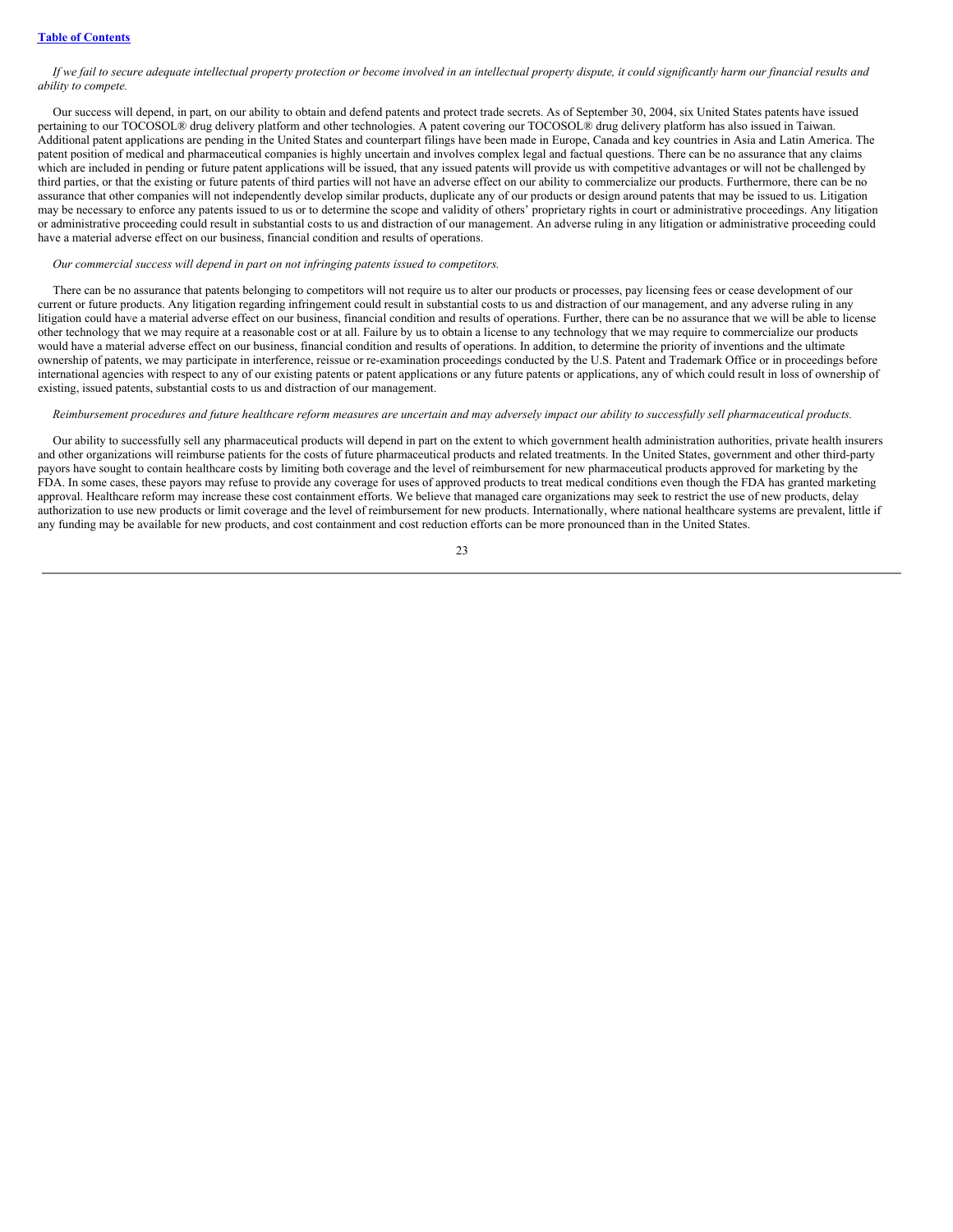*If we fail to secure adequate intellectual property protection or become involved in an intellectual property dispute, it could significantly harm our financial results and ability to compete.*

Our success will depend, in part, on our ability to obtain and defend patents and protect trade secrets. As of September 30, 2004, six United States patents have issued pertaining to our TOCOSOL® drug delivery platform and other technologies. A patent covering our TOCOSOL® drug delivery platform has also issued in Taiwan. Additional patent applications are pending in the United States and counterpart filings have been made in Europe, Canada and key countries in Asia and Latin America. The patent position of medical and pharmaceutical companies is highly uncertain and involves complex legal and factual questions. There can be no assurance that any claims which are included in pending or future patent applications will be issued, that any issued patents will provide us with competitive advantages or will not be challenged by third parties, or that the existing or future patents of third parties will not have an adverse effect on our ability to commercialize our products. Furthermore, there can be no assurance that other companies will not independently develop similar products, duplicate any of our products or design around patents that may be issued to us. Litigation may be necessary to enforce any patents issued to us or to determine the scope and validity of others' proprietary rights in court or administrative proceedings. Any litigation or administrative proceeding could result in substantial costs to us and distraction of our management. An adverse ruling in any litigation or administrative proceeding could have a material adverse effect on our business, financial condition and results of operations.

*Our commercial success will depend in part on not infringing patents issued to competitors.*

There can be no assurance that patents belonging to competitors will not require us to alter our products or processes, pay licensing fees or cease development of our current or future products. Any litigation regarding infringement could result in substantial costs to us and distraction of our management, and any adverse ruling in any litigation could have a material adverse effect on our business, financial condition and results of operations. Further, there can be no assurance that we will be able to license other technology that we may require at a reasonable cost or at all. Failure by us to obtain a license to any technology that we may require to commercialize our products would have a material adverse effect on our business, financial condition and results of operations. In addition, to determine the priority of inventions and the ultimate ownership of patents, we may participate in interference, reissue or re-examination proceedings conducted by the U.S. Patent and Trademark Office or in proceedings before international agencies with respect to any of our existing patents or patent applications or any future patents or applications, any of which could result in loss of ownership of existing, issued patents, substantial costs to us and distraction of our management.

*Reimbursement procedures and future healthcare reform measures are uncertain and may adversely impact our ability to successfully sell pharmaceutical products.*

Our ability to successfully sell any pharmaceutical products will depend in part on the extent to which government health administration authorities, private health insurers and other organizations will reimburse patients for the costs of future pharmaceutical products and related treatments. In the United States, government and other third-party payors have sought to contain healthcare costs by limiting both coverage and the level of reimbursement for new pharmaceutical products approved for marketing by the FDA. In some cases, these payors may refuse to provide any coverage for uses of approved products to treat medical conditions even though the FDA has granted marketing approval. Healthcare reform may increase these cost containment efforts. We believe that managed care organizations may seek to restrict the use of new products, delay authorization to use new products or limit coverage and the level of reimbursement for new products. Internationally, where national healthcare systems are prevalent, little if any funding may be available for new products, and cost containment and cost reduction efforts can be more pronounced than in the United States.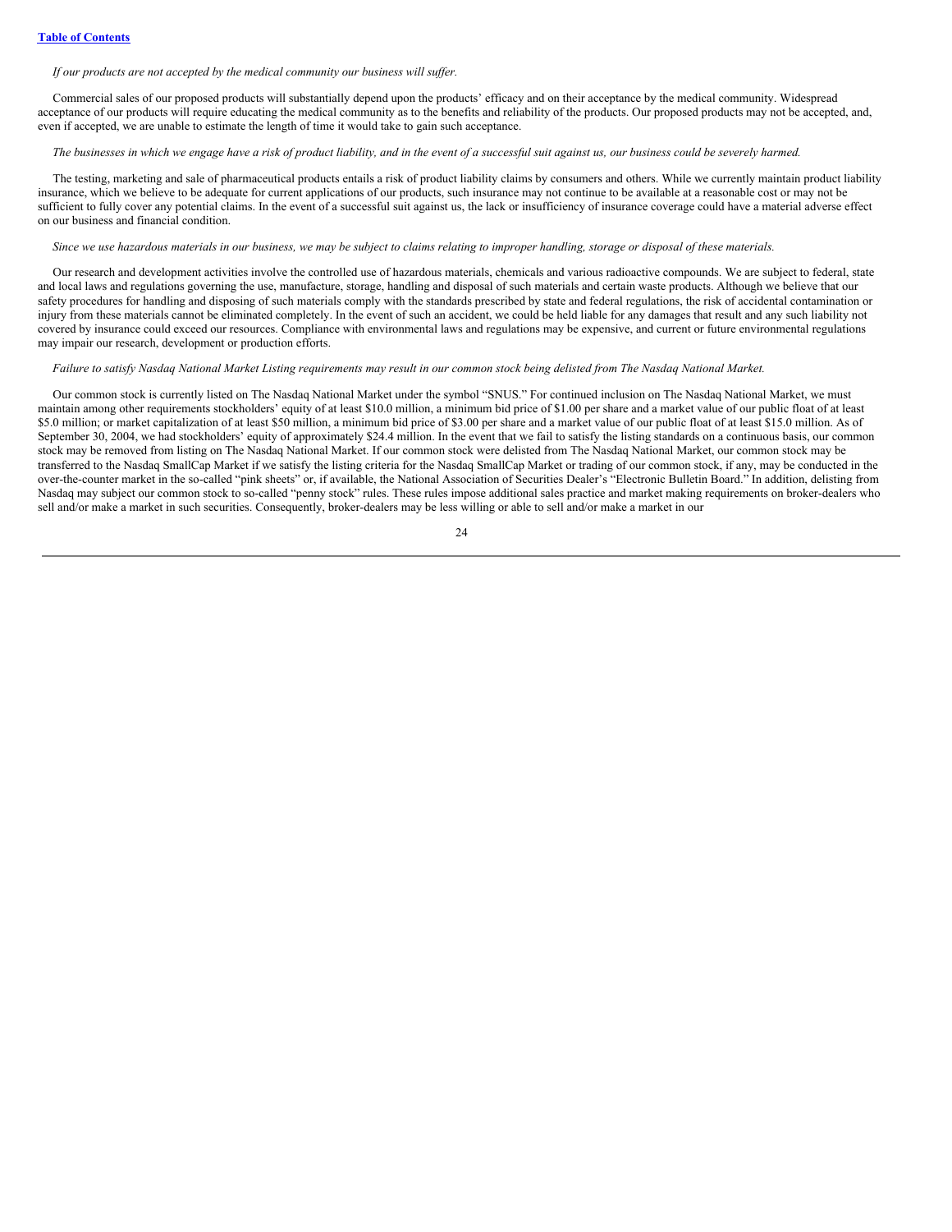*If our products are not accepted by the medical community our business will suffer.*

Commercial sales of our proposed products will substantially depend upon the products' efficacy and on their acceptance by the medical community. Widespread acceptance of our products will require educating the medical community as to the benefits and reliability of the products. Our proposed products may not be accepted, and, even if accepted, we are unable to estimate the length of time it would take to gain such acceptance.

*The businesses in which we engage have a risk of product liability, and in the event of a successful suit against us, our business could be severely harmed.*

The testing, marketing and sale of pharmaceutical products entails a risk of product liability claims by consumers and others. While we currently maintain product liability insurance, which we believe to be adequate for current applications of our products, such insurance may not continue to be available at a reasonable cost or may not be sufficient to fully cover any potential claims. In the event of a successful suit against us, the lack or insufficiency of insurance coverage could have a material adverse effect on our business and financial condition.

*Since we use hazardous materials in our business, we may be subject to claims relating to improper handling, storage or disposal of these materials.*

Our research and development activities involve the controlled use of hazardous materials, chemicals and various radioactive compounds. We are subject to federal, state and local laws and regulations governing the use, manufacture, storage, handling and disposal of such materials and certain waste products. Although we believe that our safety procedures for handling and disposing of such materials comply with the standards prescribed by state and federal regulations, the risk of accidental contamination or injury from these materials cannot be eliminated completely. In the event of such an accident, we could be held liable for any damages that result and any such liability not covered by insurance could exceed our resources. Compliance with environmental laws and regulations may be expensive, and current or future environmental regulations may impair our research, development or production efforts.

*Failure to satisfy Nasdaq National Market Listing requirements may result in our common stock being delisted from The Nasdaq National Market.*

Our common stock is currently listed on The Nasdaq National Market under the symbol "SNUS." For continued inclusion on The Nasdaq National Market, we must maintain among other requirements stockholders' equity of at least $10.0 million, a minimum bid price of $1.00 per share and a market value of our public float of at least $5.0 million; or market capitalization of at least $50 million, a minimum bid price of $3.00 per share and a market value of our public float of at least $15.0 million. As of September 30, 2004, we had stockholders' equity of approximately $24.4 million. In the event that we fail to satisfy the listing standards on a continuous basis, our common stock may be removed from listing on The Nasdaq National Market. If our common stock were delisted from The Nasdaq National Market, our common stock may be transferred to the Nasdaq SmallCap Market if we satisfy the listing criteria for the Nasdaq SmallCap Market or trading of our common stock, if any, may be conducted in the over-the-counter market in the so-called "pink sheets" or, if available, the National Association of Securities Dealer's "Electronic Bulletin Board." In addition, delisting from Nasdaq may subject our common stock to so-called "penny stock" rules. These rules impose additional sales practice and market making requirements on broker-dealers who sell and/or make a market in such securities. Consequently, broker-dealers may be less willing or able to sell and/or make a market in our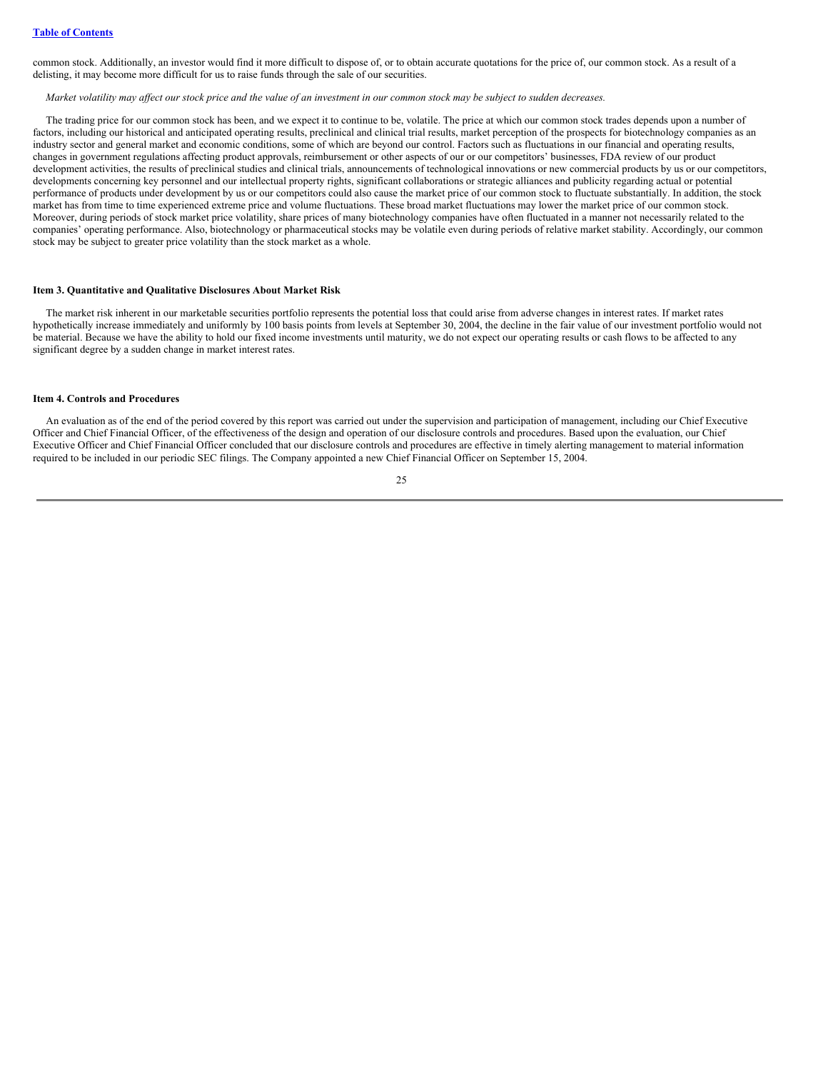common stock. Additionally, an investor would find it more difficult to dispose of, or to obtain accurate quotations for the price of, our common stock. As a result of a delisting, it may become more difficult for us to raise funds through the sale of our securities.

*Market volatility may affect our stock price and the value of an investment in our common stock may be subject to sudden decreases.*

The trading price for our common stock has been, and we expect it to continue to be, volatile. The price at which our common stock trades depends upon a number of factors, including our historical and anticipated operating results, preclinical and clinical trial results, market perception of the prospects for biotechnology companies as an industry sector and general market and economic conditions, some of which are beyond our control. Factors such as fluctuations in our financial and operating results, changes in government regulations affecting product approvals, reimbursement or other aspects of our or our competitors' businesses, FDA review of our product development activities, the results of preclinical studies and clinical trials, announcements of technological innovations or new commercial products by us or our competitors, developments concerning key personnel and our intellectual property rights, significant collaborations or strategic alliances and publicity regarding actual or potential performance of products under development by us or our competitors could also cause the market price of our common stock to fluctuate substantially. In addition, the stock market has from time to time experienced extreme price and volume fluctuations. These broad market fluctuations may lower the market price of our common stock. Moreover, during periods of stock market price volatility, share prices of many biotechnology companies have often fluctuated in a manner not necessarily related to the companies' operating performance. Also, biotechnology or pharmaceutical stocks may be volatile even during periods of relative market stability. Accordingly, our common stock may be subject to greater price volatility than the stock market as a whole.

**Item 3. Quantitative and Qualitative Disclosures About Market Risk**

The market risk inherent in our marketable securities portfolio represents the potential loss that could arise from adverse changes in interest rates. If market rates hypothetically increase immediately and uniformly by 100 basis points from levels at September 30, 2004, the decline in the fair value of our investment portfolio would not be material. Because we have the ability to hold our fixed income investments until maturity, we do not expect our operating results or cash flows to be affected to any significant degree by a sudden change in market interest rates.

**Item 4. Controls and Procedures**

An evaluation as of the end of the period covered by this report was carried out under the supervision and participation of management, including our Chief Executive Officer and Chief Financial Officer, of the effectiveness of the design and operation of our disclosure controls and procedures. Based upon the evaluation, our Chief Executive Officer and Chief Financial Officer concluded that our disclosure controls and procedures are effective in timely alerting management to material information required to be included in our periodic SEC filings. The Company appointed a new Chief Financial Officer on September 15, 2004.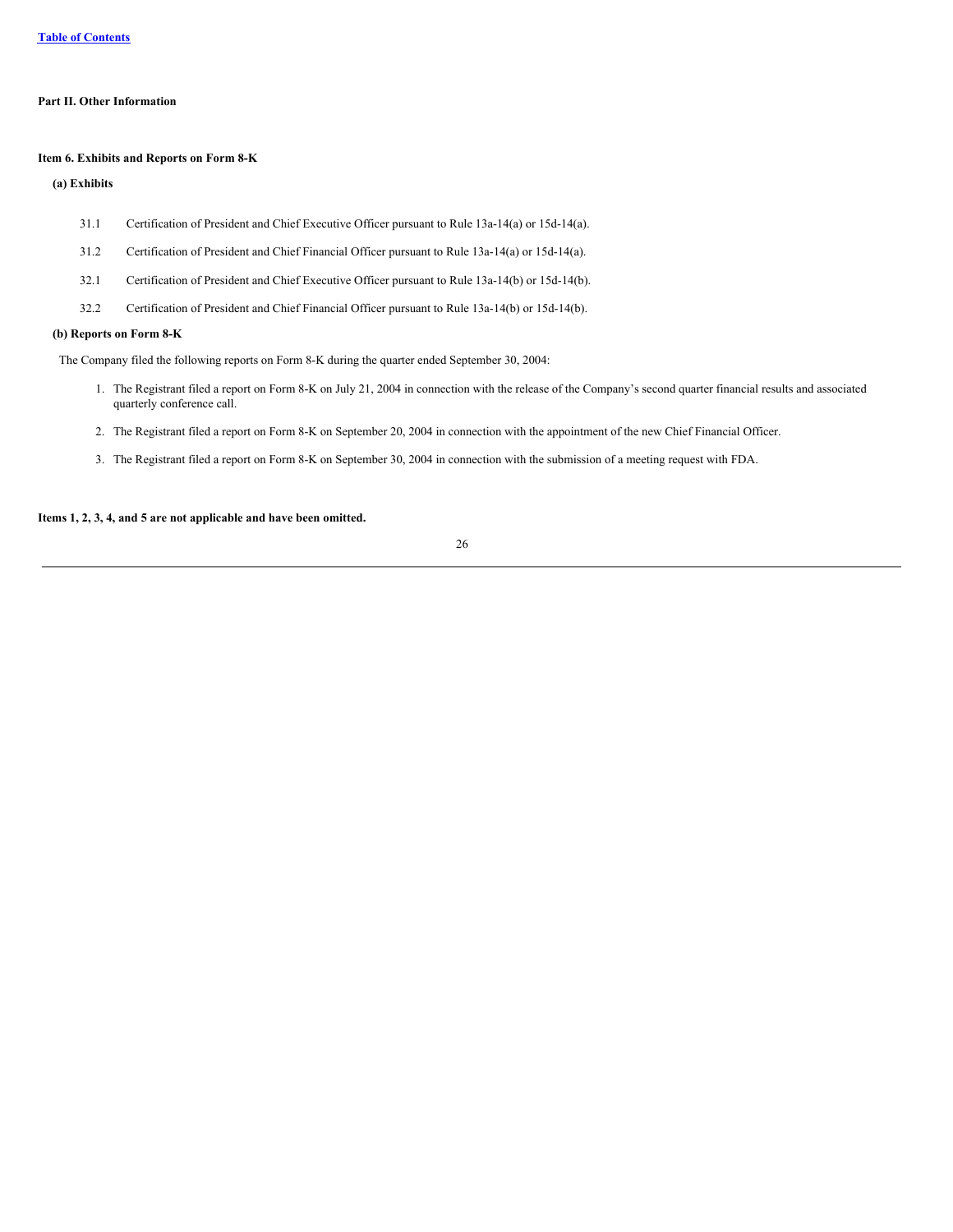## Part II. Other Information

### Item 6. Exhibits and Reports on Form 8-K

**(a) Exhibits**

- 31.1 Certification of President and Chief Executive Officer pursuant to Rule 13a-14(a) or 15d-14(a).
- 31.2 Certification of President and Chief Financial Officer pursuant to Rule 13a-14(a) or 15d-14(a).
- 32.1 Certification of President and Chief Executive Officer pursuant to Rule 13a-14(b) or 15d-14(b).
- 32.2 Certification of President and Chief Financial Officer pursuant to Rule 13a-14(b) or 15d-14(b).

**(b) Reports on Form 8-K**

The Company filed the following reports on Form 8-K during the quarter ended September 30, 2004:

1. The Registrant filed a report on Form 8-K on July 21, 2004 in connection with the release of the Company's second quarter financial results and associated quarterly conference call.
2. The Registrant filed a report on Form 8-K on September 20, 2004 in connection with the appointment of the new Chief Financial Officer.
3. The Registrant filed a report on Form 8-K on September 30, 2004 in connection with the submission of a meeting request with FDA.

**Items 1, 2, 3, 4, and 5 are not applicable and have been omitted.**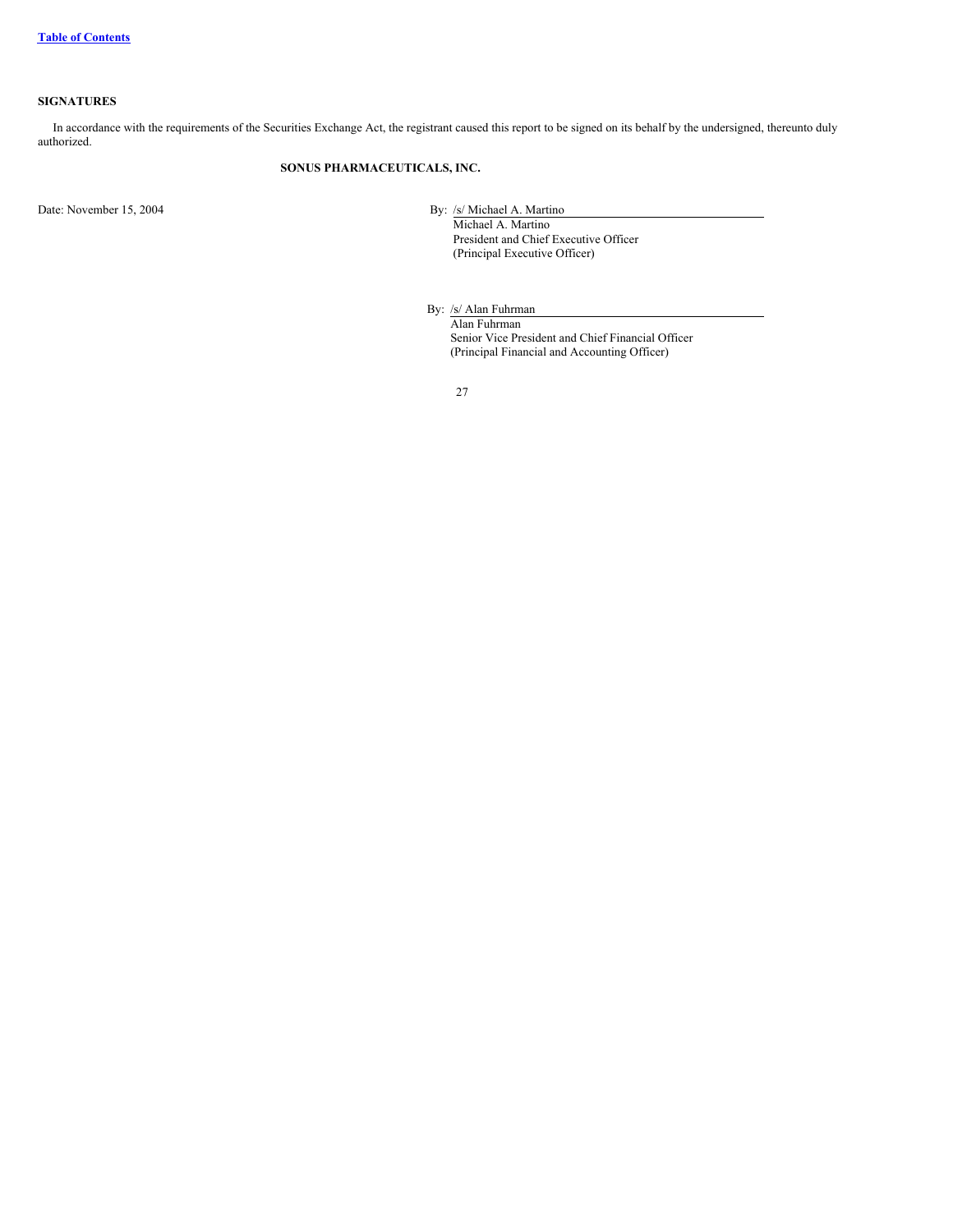## SIGNATURES

In accordance with the requirements of the Securities Exchange Act, the registrant caused this report to be signed on its behalf by the undersigned, thereunto duly authorized.

**SONUS PHARMACEUTICALS, INC.**

Date: November 15, 2004

By: /s/ Michael A. Martino
Michael A. Martino
President and Chief Executive Officer
(Principal Executive Officer)

By: /s/ Alan Fuhrman
Alan Fuhrman
Senior Vice President and Chief Financial Officer
(Principal Financial and Accounting Officer)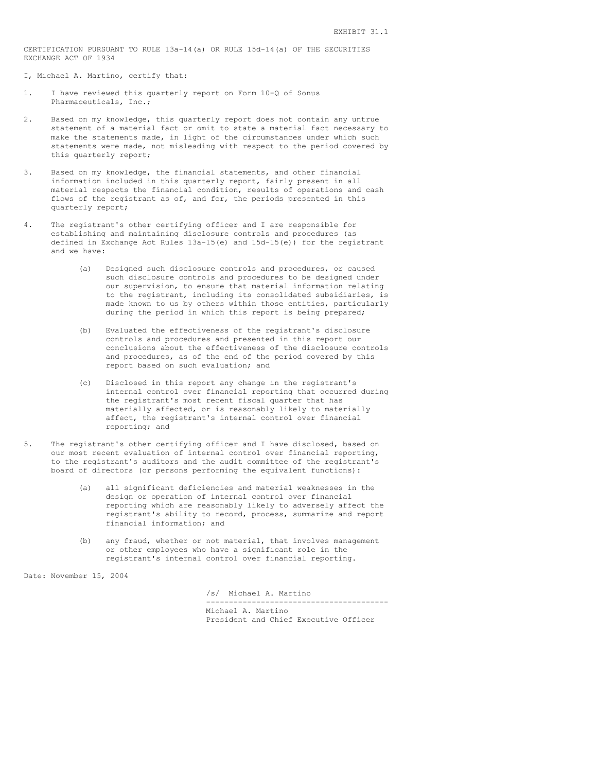EXHIBIT 31.1

CERTIFICATION PURSUANT TO RULE 13a-14(a) OR RULE 15d-14(a) OF THE SECURITIES EXCHANGE ACT OF 1934

I, Michael A. Martino, certify that:

1. I have reviewed this quarterly report on Form 10-Q of Sonus Pharmaceuticals, Inc.;

2. Based on my knowledge, this quarterly report does not contain any untrue statement of a material fact or omit to state a material fact necessary to make the statements made, in light of the circumstances under which such statements were made, not misleading with respect to the period covered by this quarterly report;

3. Based on my knowledge, the financial statements, and other financial information included in this quarterly report, fairly present in all material respects the financial condition, results of operations and cash flows of the registrant as of, and for, the periods presented in this quarterly report;

4. The registrant's other certifying officer and I are responsible for establishing and maintaining disclosure controls and procedures (as defined in Exchange Act Rules 13a-15(e) and 15d-15(e)) for the registrant and we have:

   (a) Designed such disclosure controls and procedures, or caused such disclosure controls and procedures to be designed under our supervision, to ensure that material information relating to the registrant, including its consolidated subsidiaries, is made known to us by others within those entities, particularly during the period in which this report is being prepared;

   (b) Evaluated the effectiveness of the registrant's disclosure controls and procedures and presented in this report our conclusions about the effectiveness of the disclosure controls and procedures, as of the end of the period covered by this report based on such evaluation; and

   (c) Disclosed in this report any change in the registrant's internal control over financial reporting that occurred during the registrant's most recent fiscal quarter that has materially affected, or is reasonably likely to materially affect, the registrant's internal control over financial reporting; and

5. The registrant's other certifying officer and I have disclosed, based on our most recent evaluation of internal control over financial reporting, to the registrant's auditors and the audit committee of the registrant's board of directors (or persons performing the equivalent functions):

   (a) all significant deficiencies and material weaknesses in the design or operation of internal control over financial reporting which are reasonably likely to adversely affect the registrant's ability to record, process, summarize and report financial information; and

   (b) any fraud, whether or not material, that involves management or other employees who have a significant role in the registrant's internal control over financial reporting.

Date: November 15, 2004

/s/ Michael A. Martino

Michael A. Martino
President and Chief Executive Officer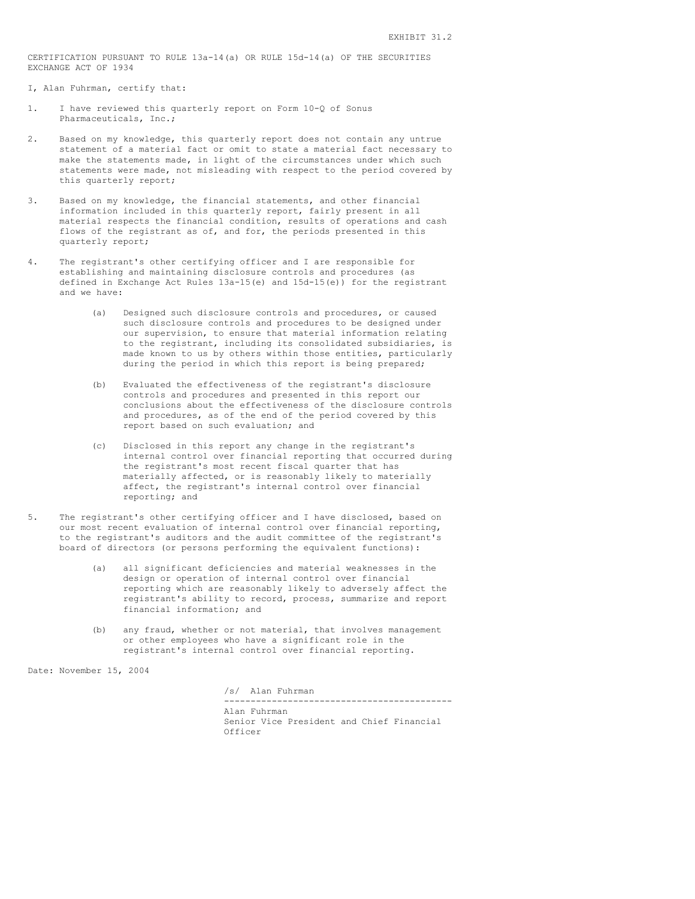EXHIBIT 31.2

CERTIFICATION PURSUANT TO RULE 13a-14(a) OR RULE 15d-14(a) OF THE SECURITIES EXCHANGE ACT OF 1934

I, Alan Fuhrman, certify that:

1. I have reviewed this quarterly report on Form 10-Q of Sonus Pharmaceuticals, Inc.;

2. Based on my knowledge, this quarterly report does not contain any untrue statement of a material fact or omit to state a material fact necessary to make the statements made, in light of the circumstances under which such statements were made, not misleading with respect to the period covered by this quarterly report;

3. Based on my knowledge, the financial statements, and other financial information included in this quarterly report, fairly present in all material respects the financial condition, results of operations and cash flows of the registrant as of, and for, the periods presented in this quarterly report;

4. The registrant's other certifying officer and I are responsible for establishing and maintaining disclosure controls and procedures (as defined in Exchange Act Rules 13a-15(e) and 15d-15(e)) for the registrant and we have:

   (a) Designed such disclosure controls and procedures, or caused such disclosure controls and procedures to be designed under our supervision, to ensure that material information relating to the registrant, including its consolidated subsidiaries, is made known to us by others within those entities, particularly during the period in which this report is being prepared;

   (b) Evaluated the effectiveness of the registrant's disclosure controls and procedures and presented in this report our conclusions about the effectiveness of the disclosure controls and procedures, as of the end of the period covered by this report based on such evaluation; and

   (c) Disclosed in this report any change in the registrant's internal control over financial reporting that occurred during the registrant's most recent fiscal quarter that has materially affected, or is reasonably likely to materially affect, the registrant's internal control over financial reporting; and

5. The registrant's other certifying officer and I have disclosed, based on our most recent evaluation of internal control over financial reporting, to the registrant's auditors and the audit committee of the registrant's board of directors (or persons performing the equivalent functions):

   (a) all significant deficiencies and material weaknesses in the design or operation of internal control over financial reporting which are reasonably likely to adversely affect the registrant's ability to record, process, summarize and report financial information; and

   (b) any fraud, whether or not material, that involves management or other employees who have a significant role in the registrant's internal control over financial reporting.

Date: November 15, 2004

/s/ Alan Fuhrman

---

Alan Fuhrman
Senior Vice President and Chief Financial Officer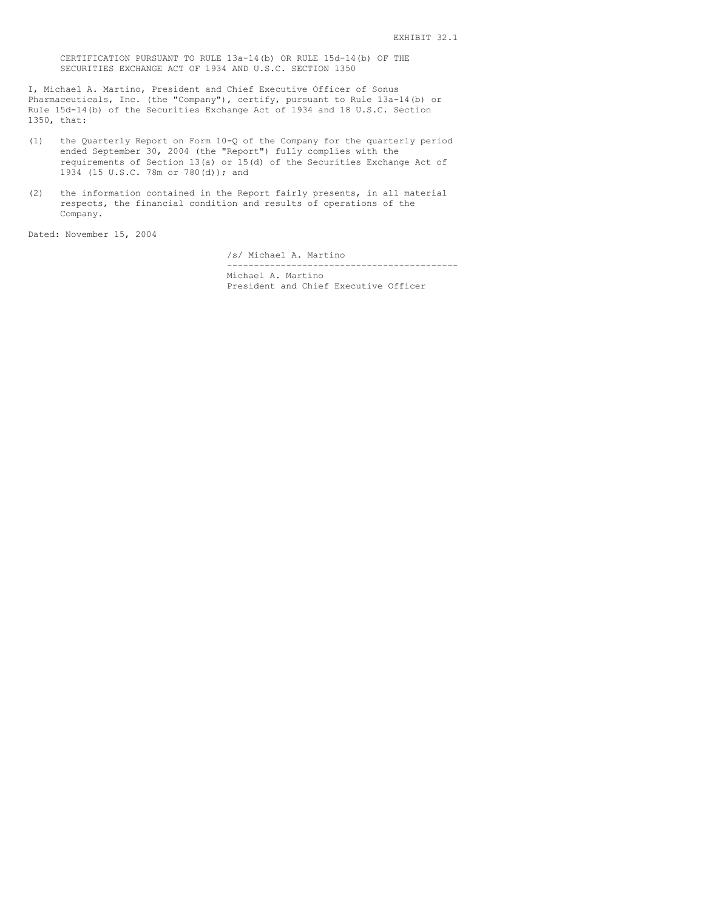EXHIBIT 32.1

CERTIFICATION PURSUANT TO RULE 13a-14(b) OR RULE 15d-14(b) OF THE SECURITIES EXCHANGE ACT OF 1934 AND U.S.C. SECTION 1350

I, Michael A. Martino, President and Chief Executive Officer of Sonus Pharmaceuticals, Inc. (the "Company"), certify, pursuant to Rule 13a-14(b) or Rule 15d-14(b) of the Securities Exchange Act of 1934 and 18 U.S.C. Section 1350, that:

(1) the Quarterly Report on Form 10-Q of the Company for the quarterly period ended September 30, 2004 (the "Report") fully complies with the requirements of Section 13(a) or 15(d) of the Securities Exchange Act of 1934 (15 U.S.C. 78m or 780(d)); and

(2) the information contained in the Report fairly presents, in all material respects, the financial condition and results of operations of the Company.

Dated: November 15, 2004

/s/ Michael A. Martino

---

Michael A. Martino
President and Chief Executive Officer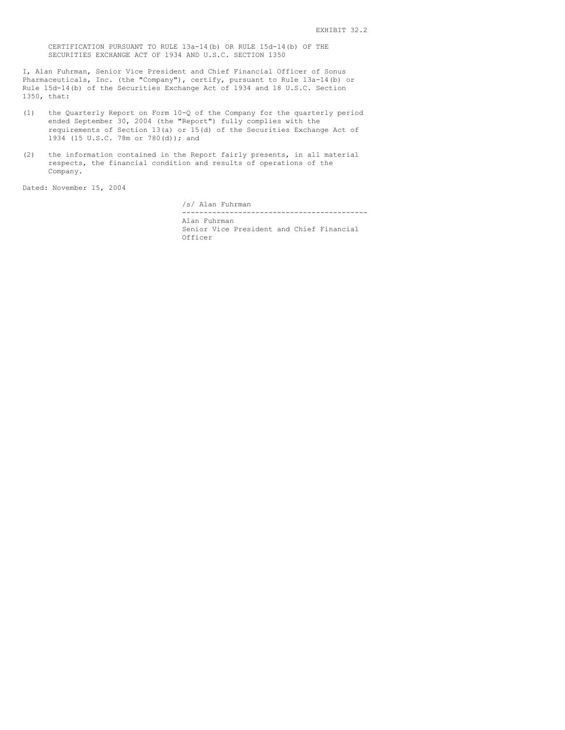EXHIBIT 32.2

CERTIFICATION PURSUANT TO RULE 13a-14(b) OR RULE 15d-14(b) OF THE SECURITIES EXCHANGE ACT OF 1934 AND U.S.C. SECTION 1350

I, Alan Fuhrman, Senior Vice President and Chief Financial Officer of Sonus Pharmaceuticals, Inc. (the "Company"), certify, pursuant to Rule 13a-14(b) or Rule 15d-14(b) of the Securities Exchange Act of 1934 and 18 U.S.C. Section 1350, that:

(1) the Quarterly Report on Form 10-Q of the Company for the quarterly period ended September 30, 2004 (the "Report") fully complies with the requirements of Section 13(a) or 15(d) of the Securities Exchange Act of 1934 (15 U.S.C. 78m or 780(d)); and

(2) the information contained in the Report fairly presents, in all material respects, the financial condition and results of operations of the Company.

Dated: November 15, 2004

/s/ Alan Fuhrman

---

Alan Fuhrman
Senior Vice President and Chief Financial Officer